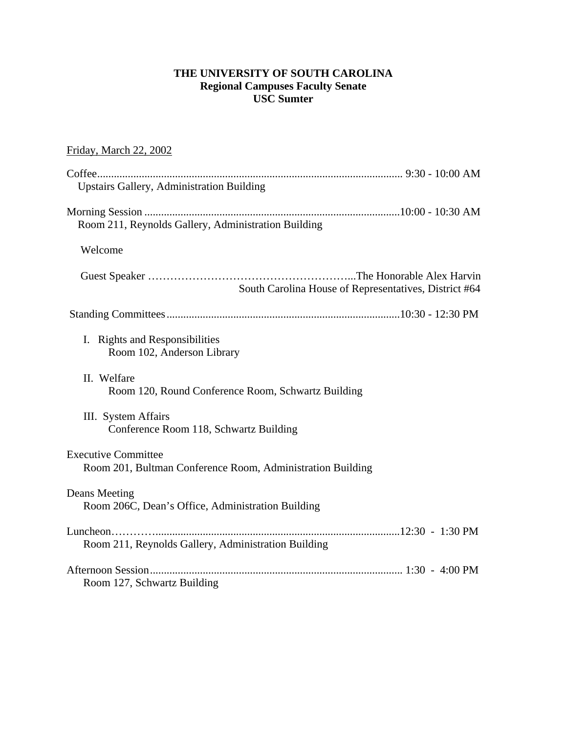**THE UNIVERSITY OF SOUTH CAROLINA**
**Regional Campuses Faculty Senate**
**USC Sumter**

Friday, March 22, 2002

Coffee............................................................................................................. 9:30 - 10:00 AM
Upstairs Gallery, Administration Building

Morning Session ...........................................................................................10:00 - 10:30 AM
Room 211, Reynolds Gallery, Administration Building

Welcome

Guest Speaker ………………………………………………...The Honorable Alex Harvin
South Carolina House of Representatives, District #64

Standing Committees....................................................................................10:30 - 12:30 PM

I. Rights and Responsibilities
Room 102, Anderson Library

II. Welfare
Room 120, Round Conference Room, Schwartz Building

III. System Affairs
Conference Room 118, Schwartz Building

Executive Committee
Room 201, Bultman Conference Room, Administration Building

Deans Meeting
Room 206C, Dean's Office, Administration Building

Luncheon……….........................................................................................12:30 - 1:30 PM
Room 211, Reynolds Gallery, Administration Building

Afternoon Session.......................................................................................... 1:30 - 4:00 PM
Room 127, Schwartz Building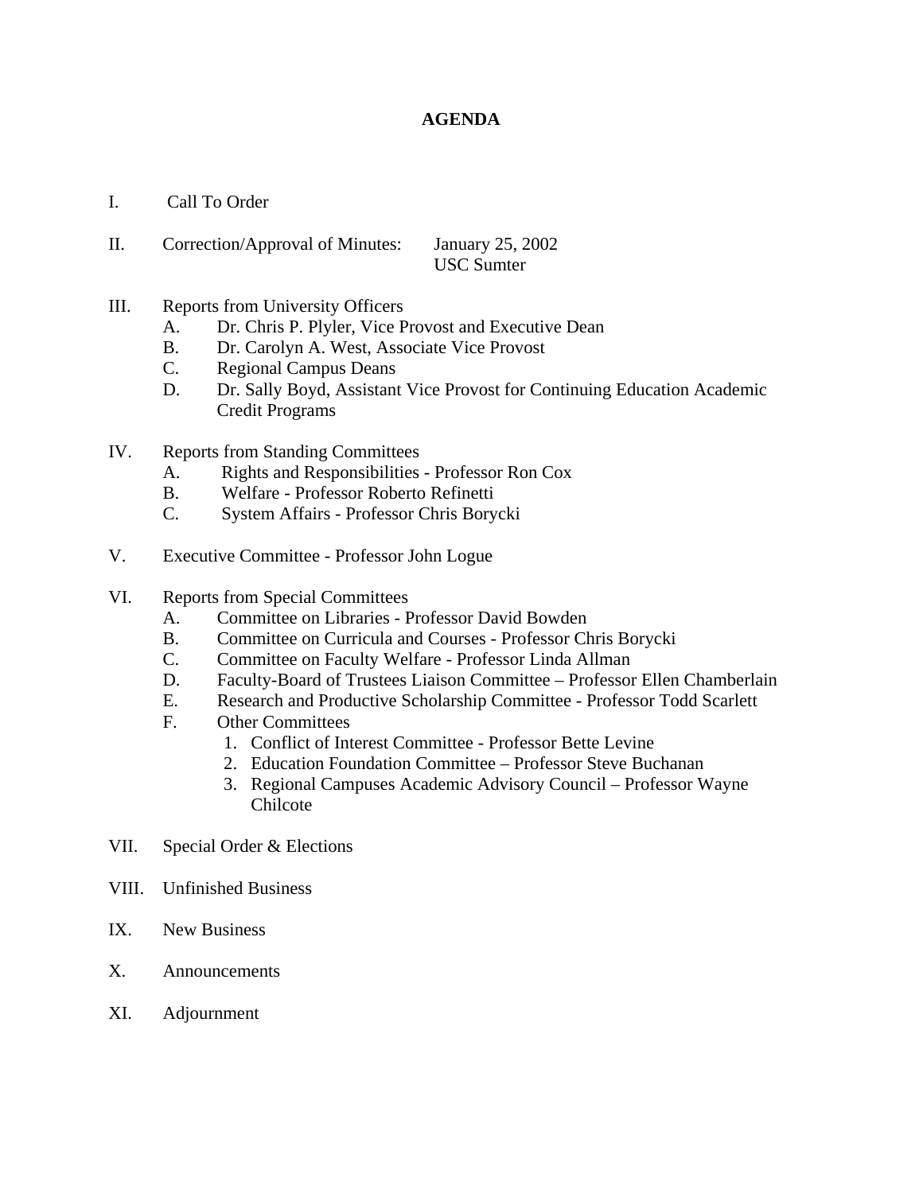# AGENDA

I. Call To Order

II. Correction/Approval of Minutes: January 25, 2002
USC Sumter

III. Reports from University Officers
   A. Dr. Chris P. Plyler, Vice Provost and Executive Dean
   B. Dr. Carolyn A. West, Associate Vice Provost
   C. Regional Campus Deans
   D. Dr. Sally Boyd, Assistant Vice Provost for Continuing Education Academic Credit Programs

IV. Reports from Standing Committees
   A. Rights and Responsibilities - Professor Ron Cox
   B. Welfare - Professor Roberto Refinetti
   C. System Affairs - Professor Chris Borycki

V. Executive Committee - Professor John Logue

VI. Reports from Special Committees
   A. Committee on Libraries - Professor David Bowden
   B. Committee on Curricula and Courses - Professor Chris Borycki
   C. Committee on Faculty Welfare - Professor Linda Allman
   D. Faculty-Board of Trustees Liaison Committee – Professor Ellen Chamberlain
   E. Research and Productive Scholarship Committee - Professor Todd Scarlett
   F. Other Committees
      1. Conflict of Interest Committee - Professor Bette Levine
      2. Education Foundation Committee – Professor Steve Buchanan
      3. Regional Campuses Academic Advisory Council – Professor Wayne Chilcote

VII. Special Order & Elections

VIII. Unfinished Business

IX. New Business

X. Announcements

XI. Adjournment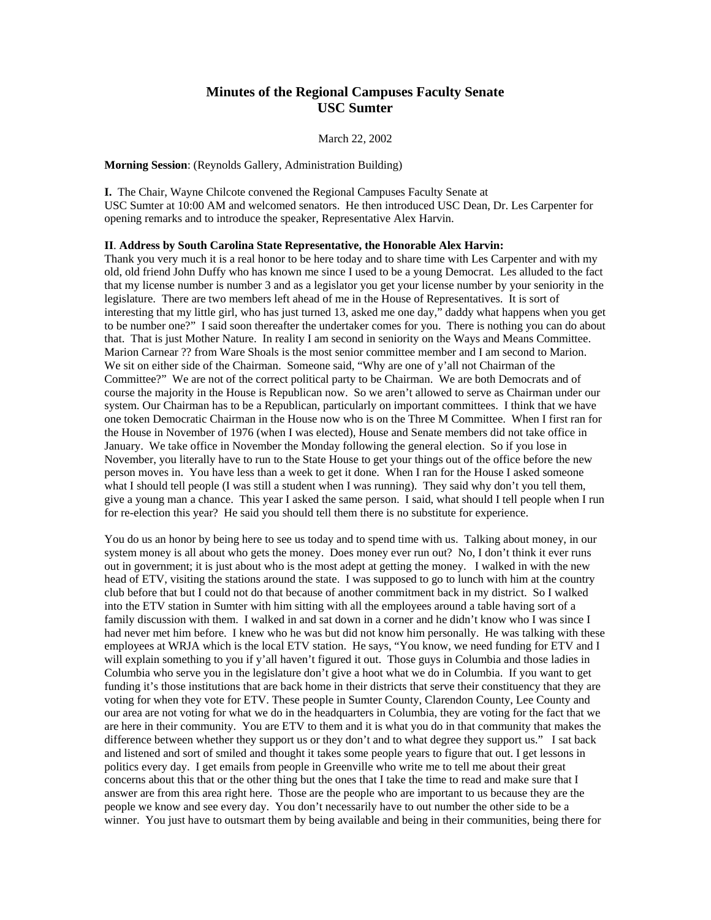# Minutes of the Regional Campuses Faculty Senate
# USC Sumter

March 22, 2002

**Morning Session**: (Reynolds Gallery, Administration Building)

**I.** The Chair, Wayne Chilcote convened the Regional Campuses Faculty Senate at USC Sumter at 10:00 AM and welcomed senators. He then introduced USC Dean, Dr. Les Carpenter for opening remarks and to introduce the speaker, Representative Alex Harvin.

**II**. **Address by South Carolina State Representative, the Honorable Alex Harvin:**
Thank you very much it is a real honor to be here today and to share time with Les Carpenter and with my old, old friend John Duffy who has known me since I used to be a young Democrat. Les alluded to the fact that my license number is number 3 and as a legislator you get your license number by your seniority in the legislature. There are two members left ahead of me in the House of Representatives. It is sort of interesting that my little girl, who has just turned 13, asked me one day," daddy what happens when you get to be number one?" I said soon thereafter the undertaker comes for you. There is nothing you can do about that. That is just Mother Nature. In reality I am second in seniority on the Ways and Means Committee. Marion Carnear ?? from Ware Shoals is the most senior committee member and I am second to Marion. We sit on either side of the Chairman. Someone said, "Why are one of y'all not Chairman of the Committee?" We are not of the correct political party to be Chairman. We are both Democrats and of course the majority in the House is Republican now. So we aren't allowed to serve as Chairman under our system. Our Chairman has to be a Republican, particularly on important committees. I think that we have one token Democratic Chairman in the House now who is on the Three M Committee. When I first ran for the House in November of 1976 (when I was elected), House and Senate members did not take office in January. We take office in November the Monday following the general election. So if you lose in November, you literally have to run to the State House to get your things out of the office before the new person moves in. You have less than a week to get it done. When I ran for the House I asked someone what I should tell people (I was still a student when I was running). They said why don't you tell them, give a young man a chance. This year I asked the same person. I said, what should I tell people when I run for re-election this year? He said you should tell them there is no substitute for experience.

You do us an honor by being here to see us today and to spend time with us. Talking about money, in our system money is all about who gets the money. Does money ever run out? No, I don't think it ever runs out in government; it is just about who is the most adept at getting the money. I walked in with the new head of ETV, visiting the stations around the state. I was supposed to go to lunch with him at the country club before that but I could not do that because of another commitment back in my district. So I walked into the ETV station in Sumter with him sitting with all the employees around a table having sort of a family discussion with them. I walked in and sat down in a corner and he didn't know who I was since I had never met him before. I knew who he was but did not know him personally. He was talking with these employees at WRJA which is the local ETV station. He says, "You know, we need funding for ETV and I will explain something to you if y'all haven't figured it out. Those guys in Columbia and those ladies in Columbia who serve you in the legislature don't give a hoot what we do in Columbia. If you want to get funding it's those institutions that are back home in their districts that serve their constituency that they are voting for when they vote for ETV. These people in Sumter County, Clarendon County, Lee County and our area are not voting for what we do in the headquarters in Columbia, they are voting for the fact that we are here in their community. You are ETV to them and it is what you do in that community that makes the difference between whether they support us or they don't and to what degree they support us." I sat back and listened and sort of smiled and thought it takes some people years to figure that out. I get lessons in politics every day. I get emails from people in Greenville who write me to tell me about their great concerns about this that or the other thing but the ones that I take the time to read and make sure that I answer are from this area right here. Those are the people who are important to us because they are the people we know and see every day. You don't necessarily have to out number the other side to be a winner. You just have to outsmart them by being available and being in their communities, being there for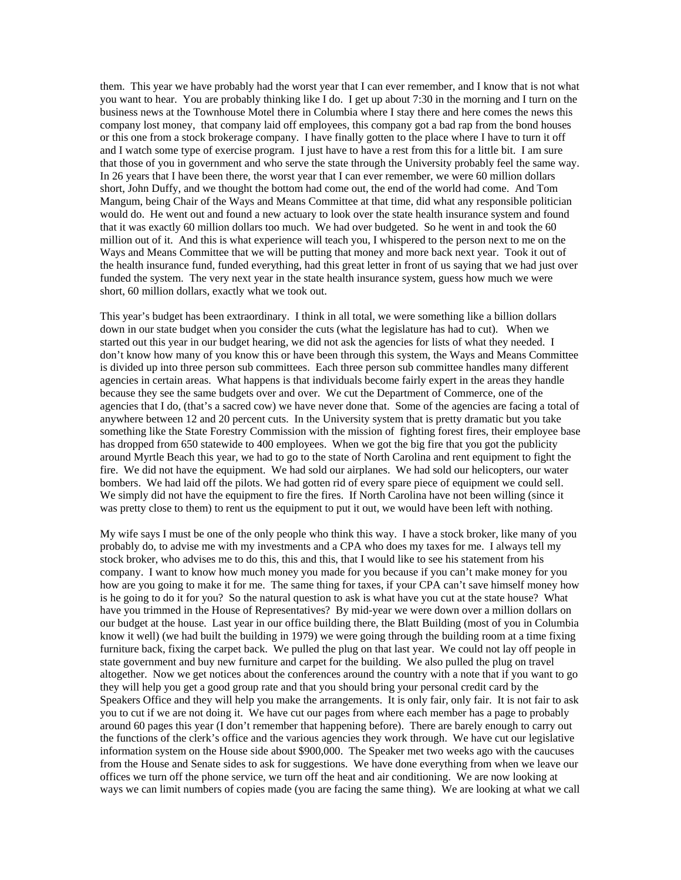them. This year we have probably had the worst year that I can ever remember, and I know that is not what you want to hear. You are probably thinking like I do. I get up about 7:30 in the morning and I turn on the business news at the Townhouse Motel there in Columbia where I stay there and here comes the news this company lost money, that company laid off employees, this company got a bad rap from the bond houses or this one from a stock brokerage company. I have finally gotten to the place where I have to turn it off and I watch some type of exercise program. I just have to have a rest from this for a little bit. I am sure that those of you in government and who serve the state through the University probably feel the same way. In 26 years that I have been there, the worst year that I can ever remember, we were 60 million dollars short, John Duffy, and we thought the bottom had come out, the end of the world had come. And Tom Mangum, being Chair of the Ways and Means Committee at that time, did what any responsible politician would do. He went out and found a new actuary to look over the state health insurance system and found that it was exactly 60 million dollars too much. We had over budgeted. So he went in and took the 60 million out of it. And this is what experience will teach you, I whispered to the person next to me on the Ways and Means Committee that we will be putting that money and more back next year. Took it out of the health insurance fund, funded everything, had this great letter in front of us saying that we had just over funded the system. The very next year in the state health insurance system, guess how much we were short, 60 million dollars, exactly what we took out.

This year's budget has been extraordinary. I think in all total, we were something like a billion dollars down in our state budget when you consider the cuts (what the legislature has had to cut). When we started out this year in our budget hearing, we did not ask the agencies for lists of what they needed. I don't know how many of you know this or have been through this system, the Ways and Means Committee is divided up into three person sub committees. Each three person sub committee handles many different agencies in certain areas. What happens is that individuals become fairly expert in the areas they handle because they see the same budgets over and over. We cut the Department of Commerce, one of the agencies that I do, (that's a sacred cow) we have never done that. Some of the agencies are facing a total of anywhere between 12 and 20 percent cuts. In the University system that is pretty dramatic but you take something like the State Forestry Commission with the mission of fighting forest fires, their employee base has dropped from 650 statewide to 400 employees. When we got the big fire that you got the publicity around Myrtle Beach this year, we had to go to the state of North Carolina and rent equipment to fight the fire. We did not have the equipment. We had sold our airplanes. We had sold our helicopters, our water bombers. We had laid off the pilots. We had gotten rid of every spare piece of equipment we could sell. We simply did not have the equipment to fire the fires. If North Carolina have not been willing (since it was pretty close to them) to rent us the equipment to put it out, we would have been left with nothing.

My wife says I must be one of the only people who think this way. I have a stock broker, like many of you probably do, to advise me with my investments and a CPA who does my taxes for me. I always tell my stock broker, who advises me to do this, this and this, that I would like to see his statement from his company. I want to know how much money you made for you because if you can't make money for you how are you going to make it for me. The same thing for taxes, if your CPA can't save himself money how is he going to do it for you? So the natural question to ask is what have you cut at the state house? What have you trimmed in the House of Representatives? By mid-year we were down over a million dollars on our budget at the house. Last year in our office building there, the Blatt Building (most of you in Columbia know it well) (we had built the building in 1979) we were going through the building room at a time fixing furniture back, fixing the carpet back. We pulled the plug on that last year. We could not lay off people in state government and buy new furniture and carpet for the building. We also pulled the plug on travel altogether. Now we get notices about the conferences around the country with a note that if you want to go they will help you get a good group rate and that you should bring your personal credit card by the Speakers Office and they will help you make the arrangements. It is only fair, only fair. It is not fair to ask you to cut if we are not doing it. We have cut our pages from where each member has a page to probably around 60 pages this year (I don't remember that happening before). There are barely enough to carry out the functions of the clerk's office and the various agencies they work through. We have cut our legislative information system on the House side about $900,000. The Speaker met two weeks ago with the caucuses from the House and Senate sides to ask for suggestions. We have done everything from when we leave our offices we turn off the phone service, we turn off the heat and air conditioning. We are now looking at ways we can limit numbers of copies made (you are facing the same thing). We are looking at what we call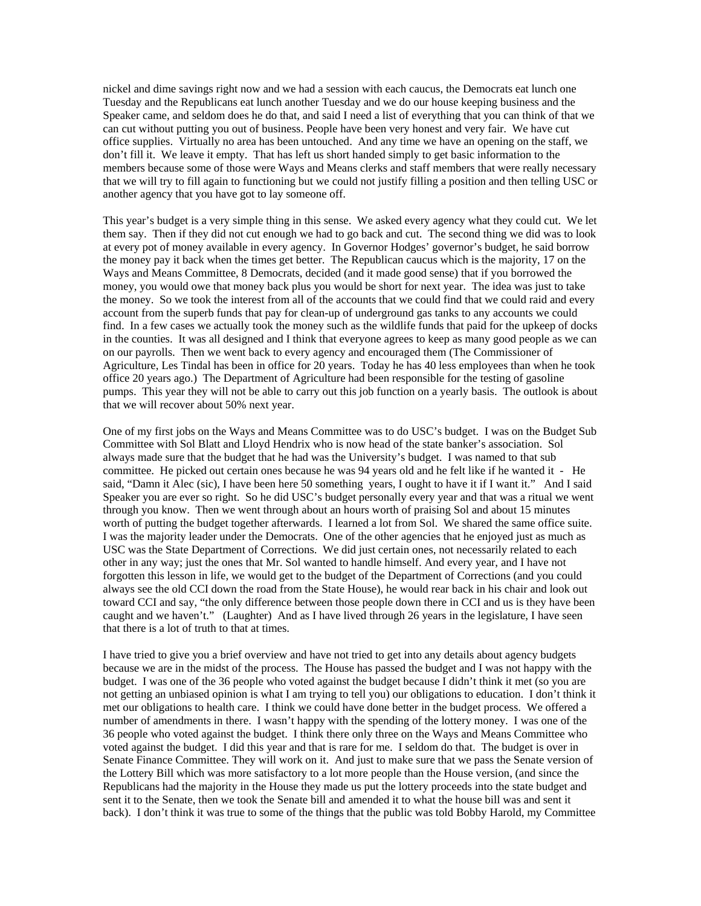nickel and dime savings right now and we had a session with each caucus, the Democrats eat lunch one Tuesday and the Republicans eat lunch another Tuesday and we do our house keeping business and the Speaker came, and seldom does he do that, and said I need a list of everything that you can think of that we can cut without putting you out of business. People have been very honest and very fair. We have cut office supplies. Virtually no area has been untouched. And any time we have an opening on the staff, we don't fill it. We leave it empty. That has left us short handed simply to get basic information to the members because some of those were Ways and Means clerks and staff members that were really necessary that we will try to fill again to functioning but we could not justify filling a position and then telling USC or another agency that you have got to lay someone off.

This year's budget is a very simple thing in this sense. We asked every agency what they could cut. We let them say. Then if they did not cut enough we had to go back and cut. The second thing we did was to look at every pot of money available in every agency. In Governor Hodges' governor's budget, he said borrow the money pay it back when the times get better. The Republican caucus which is the majority, 17 on the Ways and Means Committee, 8 Democrats, decided (and it made good sense) that if you borrowed the money, you would owe that money back plus you would be short for next year. The idea was just to take the money. So we took the interest from all of the accounts that we could find that we could raid and every account from the superb funds that pay for clean-up of underground gas tanks to any accounts we could find. In a few cases we actually took the money such as the wildlife funds that paid for the upkeep of docks in the counties. It was all designed and I think that everyone agrees to keep as many good people as we can on our payrolls. Then we went back to every agency and encouraged them (The Commissioner of Agriculture, Les Tindal has been in office for 20 years. Today he has 40 less employees than when he took office 20 years ago.) The Department of Agriculture had been responsible for the testing of gasoline pumps. This year they will not be able to carry out this job function on a yearly basis. The outlook is about that we will recover about 50% next year.

One of my first jobs on the Ways and Means Committee was to do USC's budget. I was on the Budget Sub Committee with Sol Blatt and Lloyd Hendrix who is now head of the state banker's association. Sol always made sure that the budget that he had was the University's budget. I was named to that sub committee. He picked out certain ones because he was 94 years old and he felt like if he wanted it - He said, "Damn it Alec (sic), I have been here 50 something years, I ought to have it if I want it." And I said Speaker you are ever so right. So he did USC's budget personally every year and that was a ritual we went through you know. Then we went through about an hours worth of praising Sol and about 15 minutes worth of putting the budget together afterwards. I learned a lot from Sol. We shared the same office suite. I was the majority leader under the Democrats. One of the other agencies that he enjoyed just as much as USC was the State Department of Corrections. We did just certain ones, not necessarily related to each other in any way; just the ones that Mr. Sol wanted to handle himself. And every year, and I have not forgotten this lesson in life, we would get to the budget of the Department of Corrections (and you could always see the old CCI down the road from the State House), he would rear back in his chair and look out toward CCI and say, "the only difference between those people down there in CCI and us is they have been caught and we haven't." (Laughter) And as I have lived through 26 years in the legislature, I have seen that there is a lot of truth to that at times.

I have tried to give you a brief overview and have not tried to get into any details about agency budgets because we are in the midst of the process. The House has passed the budget and I was not happy with the budget. I was one of the 36 people who voted against the budget because I didn't think it met (so you are not getting an unbiased opinion is what I am trying to tell you) our obligations to education. I don't think it met our obligations to health care. I think we could have done better in the budget process. We offered a number of amendments in there. I wasn't happy with the spending of the lottery money. I was one of the 36 people who voted against the budget. I think there only three on the Ways and Means Committee who voted against the budget. I did this year and that is rare for me. I seldom do that. The budget is over in Senate Finance Committee. They will work on it. And just to make sure that we pass the Senate version of the Lottery Bill which was more satisfactory to a lot more people than the House version, (and since the Republicans had the majority in the House they made us put the lottery proceeds into the state budget and sent it to the Senate, then we took the Senate bill and amended it to what the house bill was and sent it back). I don't think it was true to some of the things that the public was told Bobby Harold, my Committee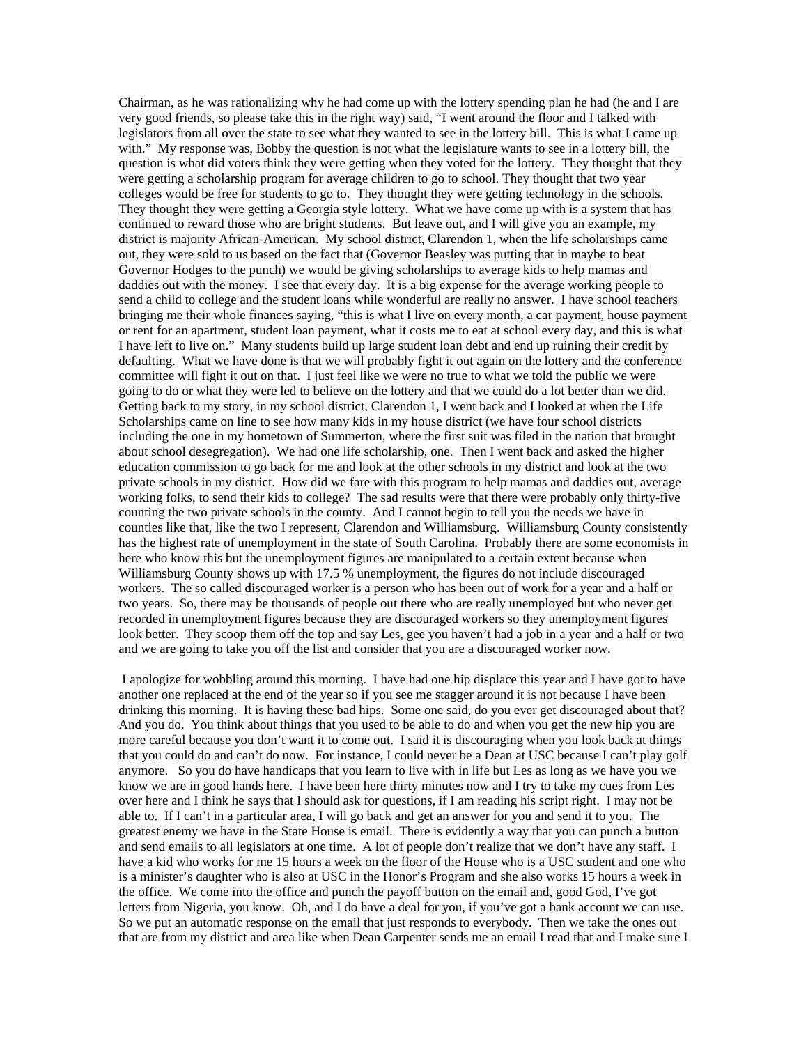Chairman, as he was rationalizing why he had come up with the lottery spending plan he had (he and I are very good friends, so please take this in the right way) said, "I went around the floor and I talked with legislators from all over the state to see what they wanted to see in the lottery bill. This is what I came up with." My response was, Bobby the question is not what the legislature wants to see in a lottery bill, the question is what did voters think they were getting when they voted for the lottery. They thought that they were getting a scholarship program for average children to go to school. They thought that two year colleges would be free for students to go to. They thought they were getting technology in the schools. They thought they were getting a Georgia style lottery. What we have come up with is a system that has continued to reward those who are bright students. But leave out, and I will give you an example, my district is majority African-American. My school district, Clarendon 1, when the life scholarships came out, they were sold to us based on the fact that (Governor Beasley was putting that in maybe to beat Governor Hodges to the punch) we would be giving scholarships to average kids to help mamas and daddies out with the money. I see that every day. It is a big expense for the average working people to send a child to college and the student loans while wonderful are really no answer. I have school teachers bringing me their whole finances saying, "this is what I live on every month, a car payment, house payment or rent for an apartment, student loan payment, what it costs me to eat at school every day, and this is what I have left to live on." Many students build up large student loan debt and end up ruining their credit by defaulting. What we have done is that we will probably fight it out again on the lottery and the conference committee will fight it out on that. I just feel like we were no true to what we told the public we were going to do or what they were led to believe on the lottery and that we could do a lot better than we did. Getting back to my story, in my school district, Clarendon 1, I went back and I looked at when the Life Scholarships came on line to see how many kids in my house district (we have four school districts including the one in my hometown of Summerton, where the first suit was filed in the nation that brought about school desegregation). We had one life scholarship, one. Then I went back and asked the higher education commission to go back for me and look at the other schools in my district and look at the two private schools in my district. How did we fare with this program to help mamas and daddies out, average working folks, to send their kids to college? The sad results were that there were probably only thirty-five counting the two private schools in the county. And I cannot begin to tell you the needs we have in counties like that, like the two I represent, Clarendon and Williamsburg. Williamsburg County consistently has the highest rate of unemployment in the state of South Carolina. Probably there are some economists in here who know this but the unemployment figures are manipulated to a certain extent because when Williamsburg County shows up with 17.5 % unemployment, the figures do not include discouraged workers. The so called discouraged worker is a person who has been out of work for a year and a half or two years. So, there may be thousands of people out there who are really unemployed but who never get recorded in unemployment figures because they are discouraged workers so they unemployment figures look better. They scoop them off the top and say Les, gee you haven't had a job in a year and a half or two and we are going to take you off the list and consider that you are a discouraged worker now.

I apologize for wobbling around this morning. I have had one hip displace this year and I have got to have another one replaced at the end of the year so if you see me stagger around it is not because I have been drinking this morning. It is having these bad hips. Some one said, do you ever get discouraged about that? And you do. You think about things that you used to be able to do and when you get the new hip you are more careful because you don't want it to come out. I said it is discouraging when you look back at things that you could do and can't do now. For instance, I could never be a Dean at USC because I can't play golf anymore. So you do have handicaps that you learn to live with in life but Les as long as we have you we know we are in good hands here. I have been here thirty minutes now and I try to take my cues from Les over here and I think he says that I should ask for questions, if I am reading his script right. I may not be able to. If I can't in a particular area, I will go back and get an answer for you and send it to you. The greatest enemy we have in the State House is email. There is evidently a way that you can punch a button and send emails to all legislators at one time. A lot of people don't realize that we don't have any staff. I have a kid who works for me 15 hours a week on the floor of the House who is a USC student and one who is a minister's daughter who is also at USC in the Honor's Program and she also works 15 hours a week in the office. We come into the office and punch the payoff button on the email and, good God, I've got letters from Nigeria, you know. Oh, and I do have a deal for you, if you've got a bank account we can use. So we put an automatic response on the email that just responds to everybody. Then we take the ones out that are from my district and area like when Dean Carpenter sends me an email I read that and I make sure I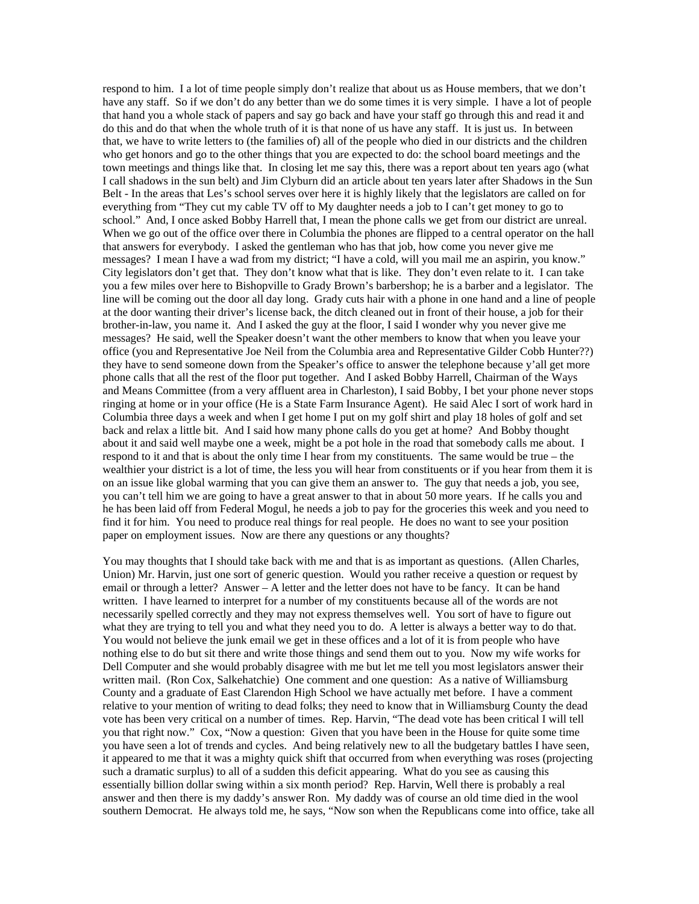respond to him. I a lot of time people simply don't realize that about us as House members, that we don't have any staff. So if we don't do any better than we do some times it is very simple. I have a lot of people that hand you a whole stack of papers and say go back and have your staff go through this and read it and do this and do that when the whole truth of it is that none of us have any staff. It is just us. In between that, we have to write letters to (the families of) all of the people who died in our districts and the children who get honors and go to the other things that you are expected to do: the school board meetings and the town meetings and things like that. In closing let me say this, there was a report about ten years ago (what I call shadows in the sun belt) and Jim Clyburn did an article about ten years later after Shadows in the Sun Belt - In the areas that Les's school serves over here it is highly likely that the legislators are called on for everything from "They cut my cable TV off to My daughter needs a job to I can't get money to go to school." And, I once asked Bobby Harrell that, I mean the phone calls we get from our district are unreal. When we go out of the office over there in Columbia the phones are flipped to a central operator on the hall that answers for everybody. I asked the gentleman who has that job, how come you never give me messages? I mean I have a wad from my district; "I have a cold, will you mail me an aspirin, you know." City legislators don't get that. They don't know what that is like. They don't even relate to it. I can take you a few miles over here to Bishopville to Grady Brown's barbershop; he is a barber and a legislator. The line will be coming out the door all day long. Grady cuts hair with a phone in one hand and a line of people at the door wanting their driver's license back, the ditch cleaned out in front of their house, a job for their brother-in-law, you name it. And I asked the guy at the floor, I said I wonder why you never give me messages? He said, well the Speaker doesn't want the other members to know that when you leave your office (you and Representative Joe Neil from the Columbia area and Representative Gilder Cobb Hunter??) they have to send someone down from the Speaker's office to answer the telephone because y'all get more phone calls that all the rest of the floor put together. And I asked Bobby Harrell, Chairman of the Ways and Means Committee (from a very affluent area in Charleston), I said Bobby, I bet your phone never stops ringing at home or in your office (He is a State Farm Insurance Agent). He said Alec I sort of work hard in Columbia three days a week and when I get home I put on my golf shirt and play 18 holes of golf and set back and relax a little bit. And I said how many phone calls do you get at home? And Bobby thought about it and said well maybe one a week, might be a pot hole in the road that somebody calls me about. I respond to it and that is about the only time I hear from my constituents. The same would be true – the wealthier your district is a lot of time, the less you will hear from constituents or if you hear from them it is on an issue like global warming that you can give them an answer to. The guy that needs a job, you see, you can't tell him we are going to have a great answer to that in about 50 more years. If he calls you and he has been laid off from Federal Mogul, he needs a job to pay for the groceries this week and you need to find it for him. You need to produce real things for real people. He does no want to see your position paper on employment issues. Now are there any questions or any thoughts?

You may thoughts that I should take back with me and that is as important as questions. (Allen Charles, Union) Mr. Harvin, just one sort of generic question. Would you rather receive a question or request by email or through a letter? Answer – A letter and the letter does not have to be fancy. It can be hand written. I have learned to interpret for a number of my constituents because all of the words are not necessarily spelled correctly and they may not express themselves well. You sort of have to figure out what they are trying to tell you and what they need you to do. A letter is always a better way to do that. You would not believe the junk email we get in these offices and a lot of it is from people who have nothing else to do but sit there and write those things and send them out to you. Now my wife works for Dell Computer and she would probably disagree with me but let me tell you most legislators answer their written mail. (Ron Cox, Salkehatchie) One comment and one question: As a native of Williamsburg County and a graduate of East Clarendon High School we have actually met before. I have a comment relative to your mention of writing to dead folks; they need to know that in Williamsburg County the dead vote has been very critical on a number of times. Rep. Harvin, "The dead vote has been critical I will tell you that right now." Cox, "Now a question: Given that you have been in the House for quite some time you have seen a lot of trends and cycles. And being relatively new to all the budgetary battles I have seen, it appeared to me that it was a mighty quick shift that occurred from when everything was roses (projecting such a dramatic surplus) to all of a sudden this deficit appearing. What do you see as causing this essentially billion dollar swing within a six month period? Rep. Harvin, Well there is probably a real answer and then there is my daddy's answer Ron. My daddy was of course an old time died in the wool southern Democrat. He always told me, he says, "Now son when the Republicans come into office, take all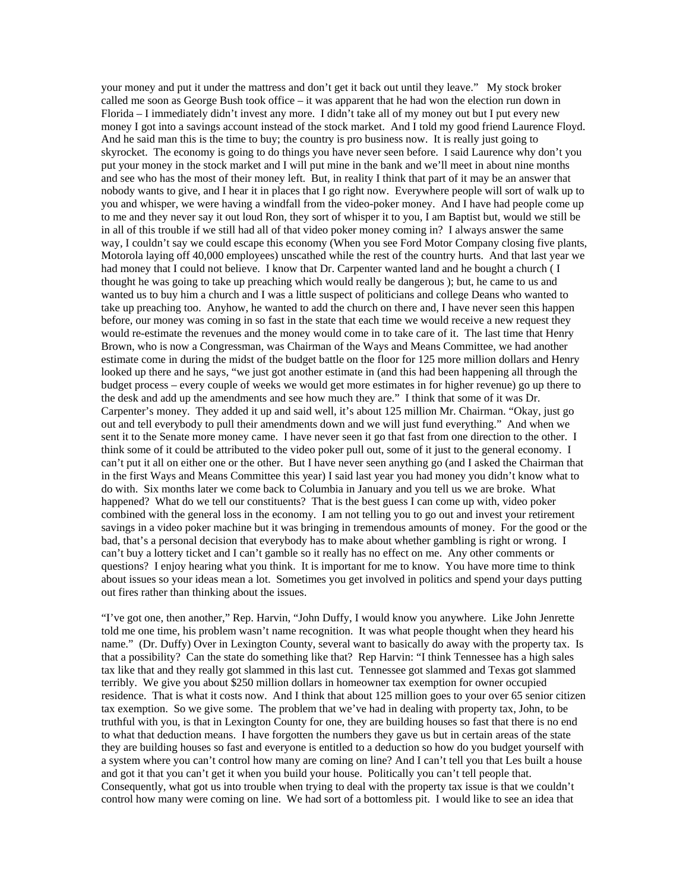your money and put it under the mattress and don't get it back out until they leave." My stock broker called me soon as George Bush took office – it was apparent that he had won the election run down in Florida – I immediately didn't invest any more. I didn't take all of my money out but I put every new money I got into a savings account instead of the stock market. And I told my good friend Laurence Floyd. And he said man this is the time to buy; the country is pro business now. It is really just going to skyrocket. The economy is going to do things you have never seen before. I said Laurence why don't you put your money in the stock market and I will put mine in the bank and we'll meet in about nine months and see who has the most of their money left. But, in reality I think that part of it may be an answer that nobody wants to give, and I hear it in places that I go right now. Everywhere people will sort of walk up to you and whisper, we were having a windfall from the video-poker money. And I have had people come up to me and they never say it out loud Ron, they sort of whisper it to you, I am Baptist but, would we still be in all of this trouble if we still had all of that video poker money coming in? I always answer the same way, I couldn't say we could escape this economy (When you see Ford Motor Company closing five plants, Motorola laying off 40,000 employees) unscathed while the rest of the country hurts. And that last year we had money that I could not believe. I know that Dr. Carpenter wanted land and he bought a church ( I thought he was going to take up preaching which would really be dangerous ); but, he came to us and wanted us to buy him a church and I was a little suspect of politicians and college Deans who wanted to take up preaching too. Anyhow, he wanted to add the church on there and, I have never seen this happen before, our money was coming in so fast in the state that each time we would receive a new request they would re-estimate the revenues and the money would come in to take care of it. The last time that Henry Brown, who is now a Congressman, was Chairman of the Ways and Means Committee, we had another estimate come in during the midst of the budget battle on the floor for 125 more million dollars and Henry looked up there and he says, "we just got another estimate in (and this had been happening all through the budget process – every couple of weeks we would get more estimates in for higher revenue) go up there to the desk and add up the amendments and see how much they are." I think that some of it was Dr. Carpenter's money. They added it up and said well, it's about 125 million Mr. Chairman. "Okay, just go out and tell everybody to pull their amendments down and we will just fund everything." And when we sent it to the Senate more money came. I have never seen it go that fast from one direction to the other. I think some of it could be attributed to the video poker pull out, some of it just to the general economy. I can't put it all on either one or the other. But I have never seen anything go (and I asked the Chairman that in the first Ways and Means Committee this year) I said last year you had money you didn't know what to do with. Six months later we come back to Columbia in January and you tell us we are broke. What happened? What do we tell our constituents? That is the best guess I can come up with, video poker combined with the general loss in the economy. I am not telling you to go out and invest your retirement savings in a video poker machine but it was bringing in tremendous amounts of money. For the good or the bad, that's a personal decision that everybody has to make about whether gambling is right or wrong. I can't buy a lottery ticket and I can't gamble so it really has no effect on me. Any other comments or questions? I enjoy hearing what you think. It is important for me to know. You have more time to think about issues so your ideas mean a lot. Sometimes you get involved in politics and spend your days putting out fires rather than thinking about the issues.

"I've got one, then another," Rep. Harvin, "John Duffy, I would know you anywhere. Like John Jenrette told me one time, his problem wasn't name recognition. It was what people thought when they heard his name." (Dr. Duffy) Over in Lexington County, several want to basically do away with the property tax. Is that a possibility? Can the state do something like that? Rep Harvin: "I think Tennessee has a high sales tax like that and they really got slammed in this last cut. Tennessee got slammed and Texas got slammed terribly. We give you about $250 million dollars in homeowner tax exemption for owner occupied residence. That is what it costs now. And I think that about 125 million goes to your over 65 senior citizen tax exemption. So we give some. The problem that we've had in dealing with property tax, John, to be truthful with you, is that in Lexington County for one, they are building houses so fast that there is no end to what that deduction means. I have forgotten the numbers they gave us but in certain areas of the state they are building houses so fast and everyone is entitled to a deduction so how do you budget yourself with a system where you can't control how many are coming on line? And I can't tell you that Les built a house and got it that you can't get it when you build your house. Politically you can't tell people that. Consequently, what got us into trouble when trying to deal with the property tax issue is that we couldn't control how many were coming on line. We had sort of a bottomless pit. I would like to see an idea that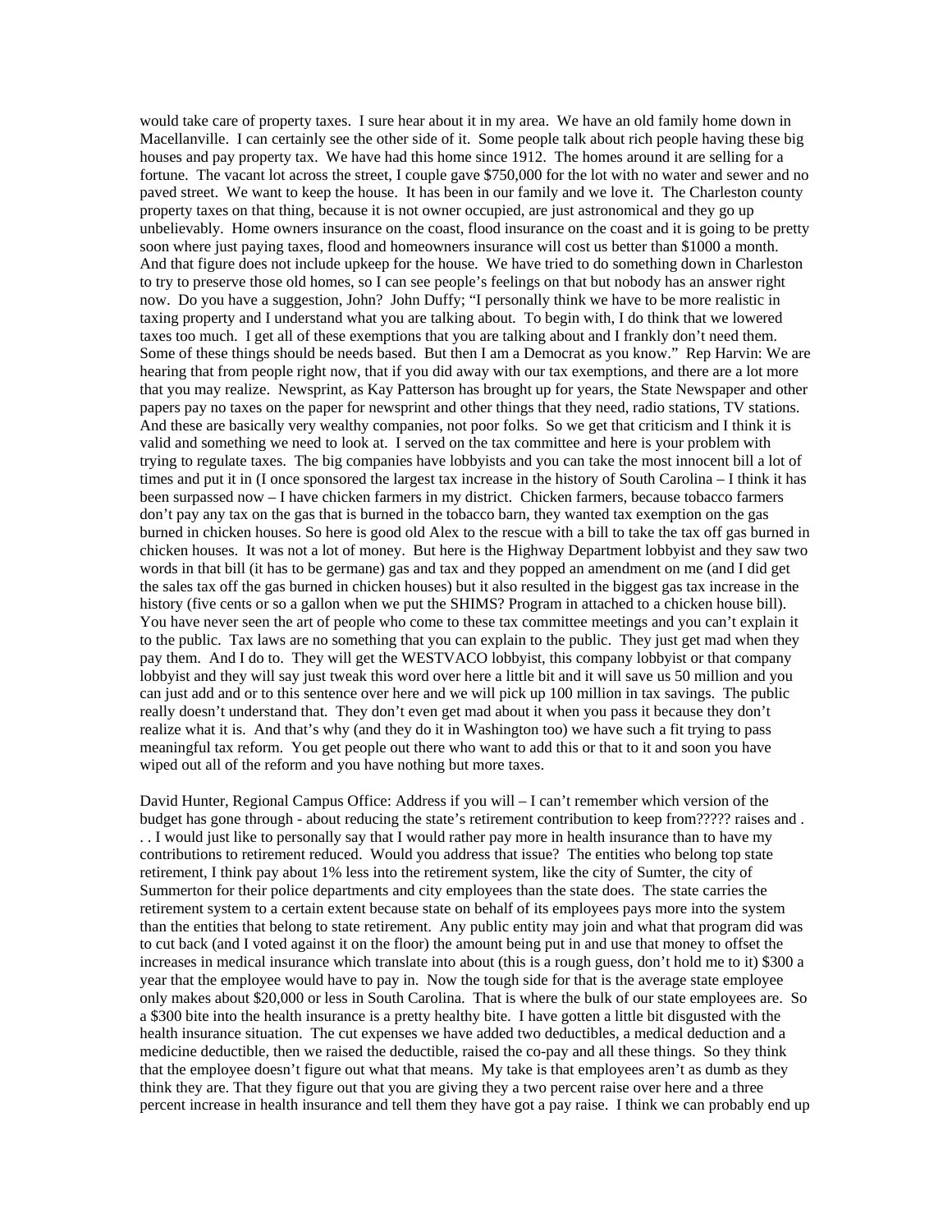would take care of property taxes. I sure hear about it in my area. We have an old family home down in Macellanville. I can certainly see the other side of it. Some people talk about rich people having these big houses and pay property tax. We have had this home since 1912. The homes around it are selling for a fortune. The vacant lot across the street, I couple gave $750,000 for the lot with no water and sewer and no paved street. We want to keep the house. It has been in our family and we love it. The Charleston county property taxes on that thing, because it is not owner occupied, are just astronomical and they go up unbelievably. Home owners insurance on the coast, flood insurance on the coast and it is going to be pretty soon where just paying taxes, flood and homeowners insurance will cost us better than $1000 a month. And that figure does not include upkeep for the house. We have tried to do something down in Charleston to try to preserve those old homes, so I can see people's feelings on that but nobody has an answer right now. Do you have a suggestion, John? John Duffy; "I personally think we have to be more realistic in taxing property and I understand what you are talking about. To begin with, I do think that we lowered taxes too much. I get all of these exemptions that you are talking about and I frankly don't need them. Some of these things should be needs based. But then I am a Democrat as you know." Rep Harvin: We are hearing that from people right now, that if you did away with our tax exemptions, and there are a lot more that you may realize. Newsprint, as Kay Patterson has brought up for years, the State Newspaper and other papers pay no taxes on the paper for newsprint and other things that they need, radio stations, TV stations. And these are basically very wealthy companies, not poor folks. So we get that criticism and I think it is valid and something we need to look at. I served on the tax committee and here is your problem with trying to regulate taxes. The big companies have lobbyists and you can take the most innocent bill a lot of times and put it in (I once sponsored the largest tax increase in the history of South Carolina – I think it has been surpassed now – I have chicken farmers in my district. Chicken farmers, because tobacco farmers don't pay any tax on the gas that is burned in the tobacco barn, they wanted tax exemption on the gas burned in chicken houses. So here is good old Alex to the rescue with a bill to take the tax off gas burned in chicken houses. It was not a lot of money. But here is the Highway Department lobbyist and they saw two words in that bill (it has to be germane) gas and tax and they popped an amendment on me (and I did get the sales tax off the gas burned in chicken houses) but it also resulted in the biggest gas tax increase in the history (five cents or so a gallon when we put the SHIMS? Program in attached to a chicken house bill). You have never seen the art of people who come to these tax committee meetings and you can't explain it to the public. Tax laws are no something that you can explain to the public. They just get mad when they pay them. And I do to. They will get the WESTVACO lobbyist, this company lobbyist or that company lobbyist and they will say just tweak this word over here a little bit and it will save us 50 million and you can just add and or to this sentence over here and we will pick up 100 million in tax savings. The public really doesn't understand that. They don't even get mad about it when you pass it because they don't realize what it is. And that's why (and they do it in Washington too) we have such a fit trying to pass meaningful tax reform. You get people out there who want to add this or that to it and soon you have wiped out all of the reform and you have nothing but more taxes.

David Hunter, Regional Campus Office: Address if you will – I can't remember which version of the budget has gone through - about reducing the state's retirement contribution to keep from????? raises and . . . I would just like to personally say that I would rather pay more in health insurance than to have my contributions to retirement reduced. Would you address that issue? The entities who belong top state retirement, I think pay about 1% less into the retirement system, like the city of Sumter, the city of Summerton for their police departments and city employees than the state does. The state carries the retirement system to a certain extent because state on behalf of its employees pays more into the system than the entities that belong to state retirement. Any public entity may join and what that program did was to cut back (and I voted against it on the floor) the amount being put in and use that money to offset the increases in medical insurance which translate into about (this is a rough guess, don't hold me to it) $300 a year that the employee would have to pay in. Now the tough side for that is the average state employee only makes about $20,000 or less in South Carolina. That is where the bulk of our state employees are. So a $300 bite into the health insurance is a pretty healthy bite. I have gotten a little bit disgusted with the health insurance situation. The cut expenses we have added two deductibles, a medical deduction and a medicine deductible, then we raised the deductible, raised the co-pay and all these things. So they think that the employee doesn't figure out what that means. My take is that employees aren't as dumb as they think they are. That they figure out that you are giving they a two percent raise over here and a three percent increase in health insurance and tell them they have got a pay raise. I think we can probably end up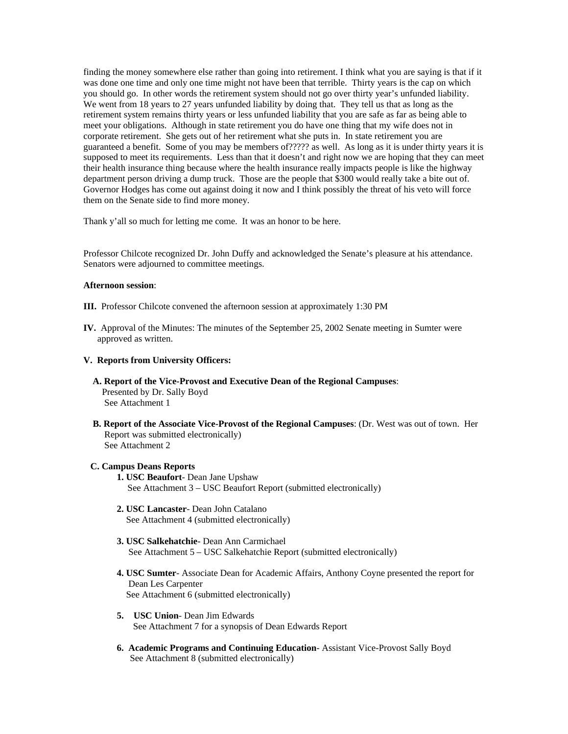finding the money somewhere else rather than going into retirement. I think what you are saying is that if it was done one time and only one time might not have been that terrible. Thirty years is the cap on which you should go. In other words the retirement system should not go over thirty year's unfunded liability. We went from 18 years to 27 years unfunded liability by doing that. They tell us that as long as the retirement system remains thirty years or less unfunded liability that you are safe as far as being able to meet your obligations. Although in state retirement you do have one thing that my wife does not in corporate retirement. She gets out of her retirement what she puts in. In state retirement you are guaranteed a benefit. Some of you may be members of????? as well. As long as it is under thirty years it is supposed to meet its requirements. Less than that it doesn't and right now we are hoping that they can meet their health insurance thing because where the health insurance really impacts people is like the highway department person driving a dump truck. Those are the people that $300 would really take a bite out of. Governor Hodges has come out against doing it now and I think possibly the threat of his veto will force them on the Senate side to find more money.

Thank y'all so much for letting me come. It was an honor to be here.

Professor Chilcote recognized Dr. John Duffy and acknowledged the Senate's pleasure at his attendance. Senators were adjourned to committee meetings.

**Afternoon session**:

**III.** Professor Chilcote convened the afternoon session at approximately 1:30 PM

**IV.** Approval of the Minutes: The minutes of the September 25, 2002 Senate meeting in Sumter were approved as written.

**V. Reports from University Officers:**

**A. Report of the Vice-Provost and Executive Dean of the Regional Campuses**:
Presented by Dr. Sally Boyd
See Attachment 1

**B. Report of the Associate Vice-Provost of the Regional Campuses**: (Dr. West was out of town. Her Report was submitted electronically)
See Attachment 2

**C. Campus Deans Reports**

1. **USC Beaufort**- Dean Jane Upshaw
   See Attachment 3 – USC Beaufort Report (submitted electronically)

2. **USC Lancaster**- Dean John Catalano
   See Attachment 4 (submitted electronically)

3. **USC Salkehatchie**- Dean Ann Carmichael
   See Attachment 5 – USC Salkehatchie Report (submitted electronically)

4. **USC Sumter**- Associate Dean for Academic Affairs, Anthony Coyne presented the report for Dean Les Carpenter
   See Attachment 6 (submitted electronically)

5. **USC Union**- Dean Jim Edwards
   See Attachment 7 for a synopsis of Dean Edwards Report

6. **Academic Programs and Continuing Education**- Assistant Vice-Provost Sally Boyd
   See Attachment 8 (submitted electronically)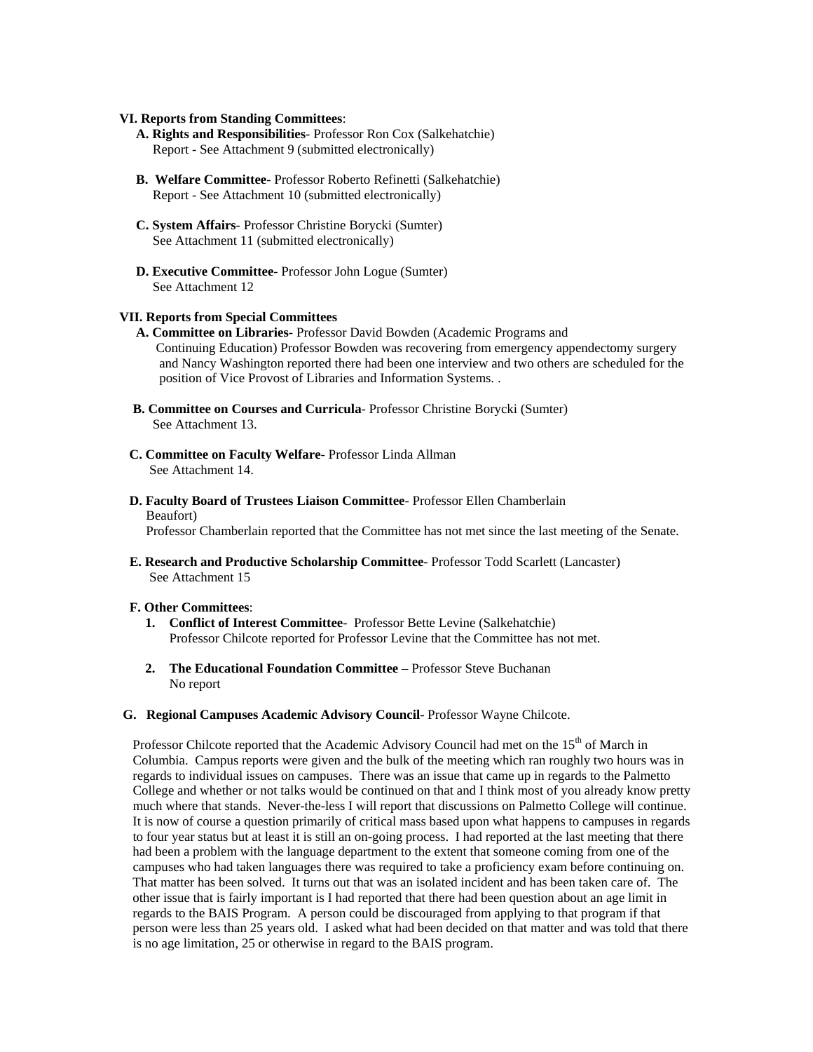**VI. Reports from Standing Committees**:

**A. Rights and Responsibilities**- Professor Ron Cox (Salkehatchie)
Report - See Attachment 9 (submitted electronically)

**B. Welfare Committee**- Professor Roberto Refinetti (Salkehatchie)
Report - See Attachment 10 (submitted electronically)

**C. System Affairs**- Professor Christine Borycki (Sumter)
See Attachment 11 (submitted electronically)

**D. Executive Committee**- Professor John Logue (Sumter)
See Attachment 12

**VII. Reports from Special Committees**

**A. Committee on Libraries**- Professor David Bowden (Academic Programs and Continuing Education) Professor Bowden was recovering from emergency appendectomy surgery and Nancy Washington reported there had been one interview and two others are scheduled for the position of Vice Provost of Libraries and Information Systems. .

**B. Committee on Courses and Curricula**- Professor Christine Borycki (Sumter)
See Attachment 13.

**C. Committee on Faculty Welfare**- Professor Linda Allman
See Attachment 14.

**D. Faculty Board of Trustees Liaison Committee**- Professor Ellen Chamberlain Beaufort)
Professor Chamberlain reported that the Committee has not met since the last meeting of the Senate.

**E. Research and Productive Scholarship Committee**- Professor Todd Scarlett (Lancaster)
See Attachment 15

**F. Other Committees**:

1. **Conflict of Interest Committee**- Professor Bette Levine (Salkehatchie)
Professor Chilcote reported for Professor Levine that the Committee has not met.

2. **The Educational Foundation Committee** – Professor Steve Buchanan
No report

**G. Regional Campuses Academic Advisory Council**- Professor Wayne Chilcote.

Professor Chilcote reported that the Academic Advisory Council had met on the 15th of March in Columbia. Campus reports were given and the bulk of the meeting which ran roughly two hours was in regards to individual issues on campuses. There was an issue that came up in regards to the Palmetto College and whether or not talks would be continued on that and I think most of you already know pretty much where that stands. Never-the-less I will report that discussions on Palmetto College will continue. It is now of course a question primarily of critical mass based upon what happens to campuses in regards to four year status but at least it is still an on-going process. I had reported at the last meeting that there had been a problem with the language department to the extent that someone coming from one of the campuses who had taken languages there was required to take a proficiency exam before continuing on. That matter has been solved. It turns out that was an isolated incident and has been taken care of. The other issue that is fairly important is I had reported that there had been question about an age limit in regards to the BAIS Program. A person could be discouraged from applying to that program if that person were less than 25 years old. I asked what had been decided on that matter and was told that there is no age limitation, 25 or otherwise in regard to the BAIS program.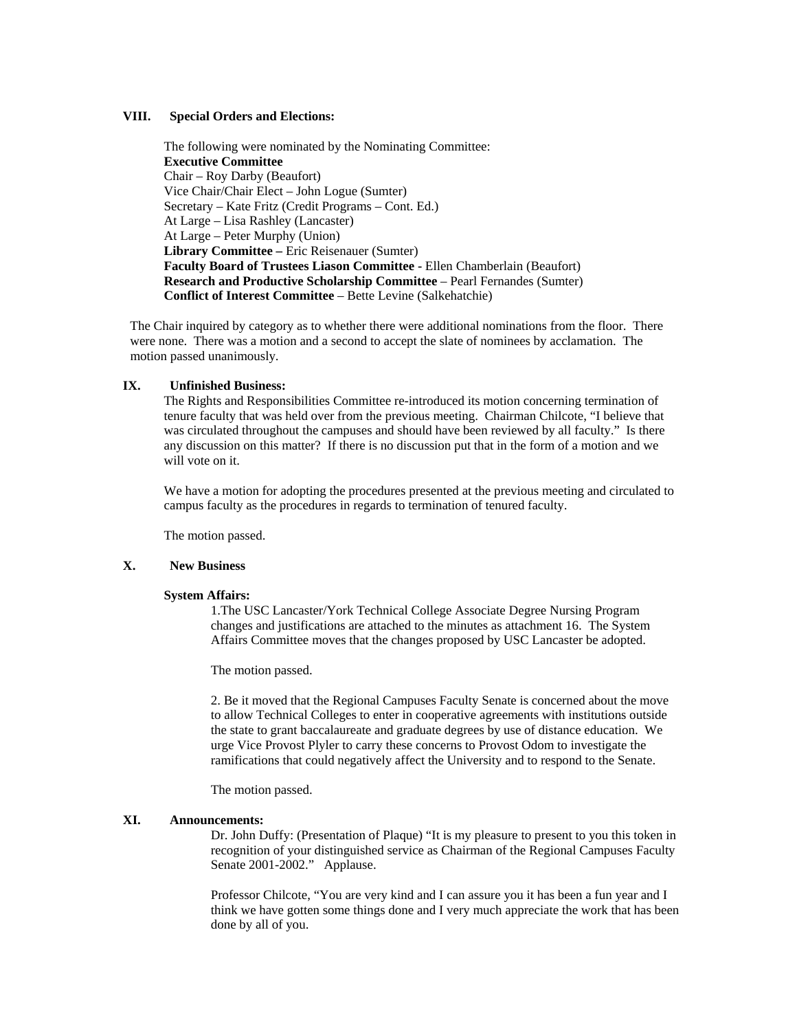**VIII. Special Orders and Elections:**

The following were nominated by the Nominating Committee:
**Executive Committee**
Chair – Roy Darby (Beaufort)
Vice Chair/Chair Elect – John Logue (Sumter)
Secretary – Kate Fritz (Credit Programs – Cont. Ed.)
At Large – Lisa Rashley (Lancaster)
At Large – Peter Murphy (Union)
**Library Committee –** Eric Reisenauer (Sumter)
**Faculty Board of Trustees Liason Committee** - Ellen Chamberlain (Beaufort)
**Research and Productive Scholarship Committee** – Pearl Fernandes (Sumter)
**Conflict of Interest Committee** – Bette Levine (Salkehatchie)

The Chair inquired by category as to whether there were additional nominations from the floor. There were none. There was a motion and a second to accept the slate of nominees by acclamation. The motion passed unanimously.

**IX. Unfinished Business:**

The Rights and Responsibilities Committee re-introduced its motion concerning termination of tenure faculty that was held over from the previous meeting. Chairman Chilcote, "I believe that was circulated throughout the campuses and should have been reviewed by all faculty." Is there any discussion on this matter? If there is no discussion put that in the form of a motion and we will vote on it.

We have a motion for adopting the procedures presented at the previous meeting and circulated to campus faculty as the procedures in regards to termination of tenured faculty.

The motion passed.

**X. New Business**

**System Affairs:**

1.The USC Lancaster/York Technical College Associate Degree Nursing Program changes and justifications are attached to the minutes as attachment 16. The System Affairs Committee moves that the changes proposed by USC Lancaster be adopted.

The motion passed.

2. Be it moved that the Regional Campuses Faculty Senate is concerned about the move to allow Technical Colleges to enter in cooperative agreements with institutions outside the state to grant baccalaureate and graduate degrees by use of distance education. We urge Vice Provost Plyler to carry these concerns to Provost Odom to investigate the ramifications that could negatively affect the University and to respond to the Senate.

The motion passed.

**XI. Announcements:**

Dr. John Duffy: (Presentation of Plaque) "It is my pleasure to present to you this token in recognition of your distinguished service as Chairman of the Regional Campuses Faculty Senate 2001-2002." Applause.

Professor Chilcote, "You are very kind and I can assure you it has been a fun year and I think we have gotten some things done and I very much appreciate the work that has been done by all of you.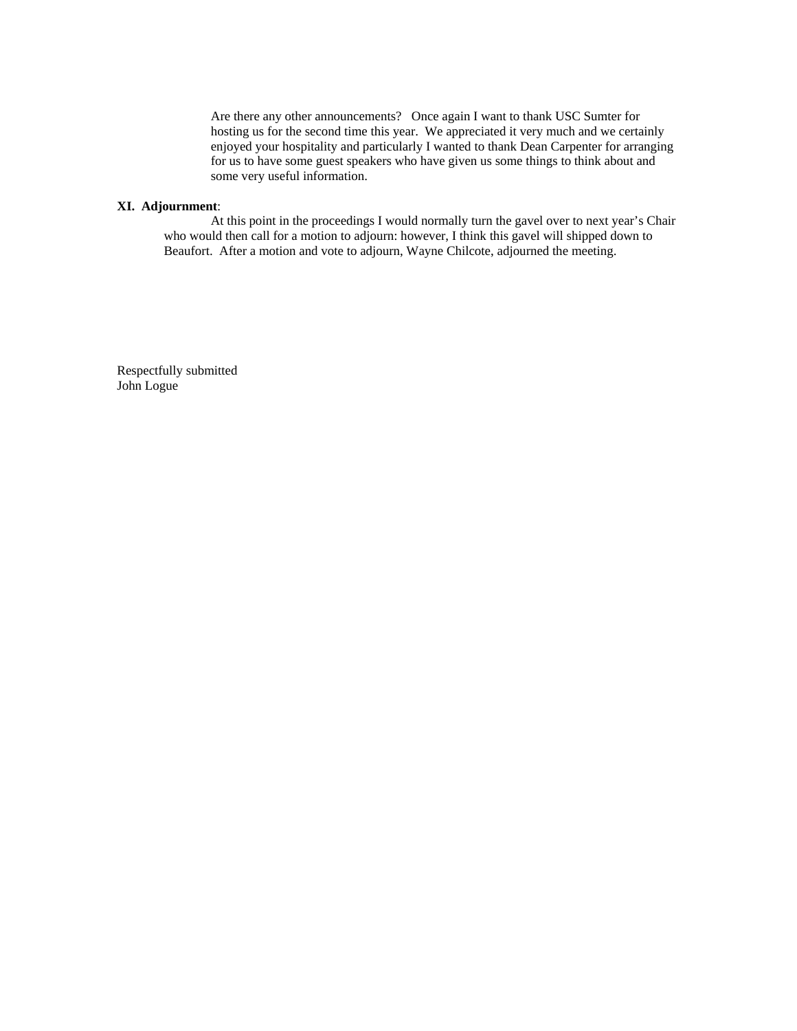Are there any other announcements? Once again I want to thank USC Sumter for hosting us for the second time this year. We appreciated it very much and we certainly enjoyed your hospitality and particularly I wanted to thank Dean Carpenter for arranging for us to have some guest speakers who have given us some things to think about and some very useful information.

**XI. Adjournment**:

At this point in the proceedings I would normally turn the gavel over to next year's Chair who would then call for a motion to adjourn: however, I think this gavel will shipped down to Beaufort. After a motion and vote to adjourn, Wayne Chilcote, adjourned the meeting.

Respectfully submitted
John Logue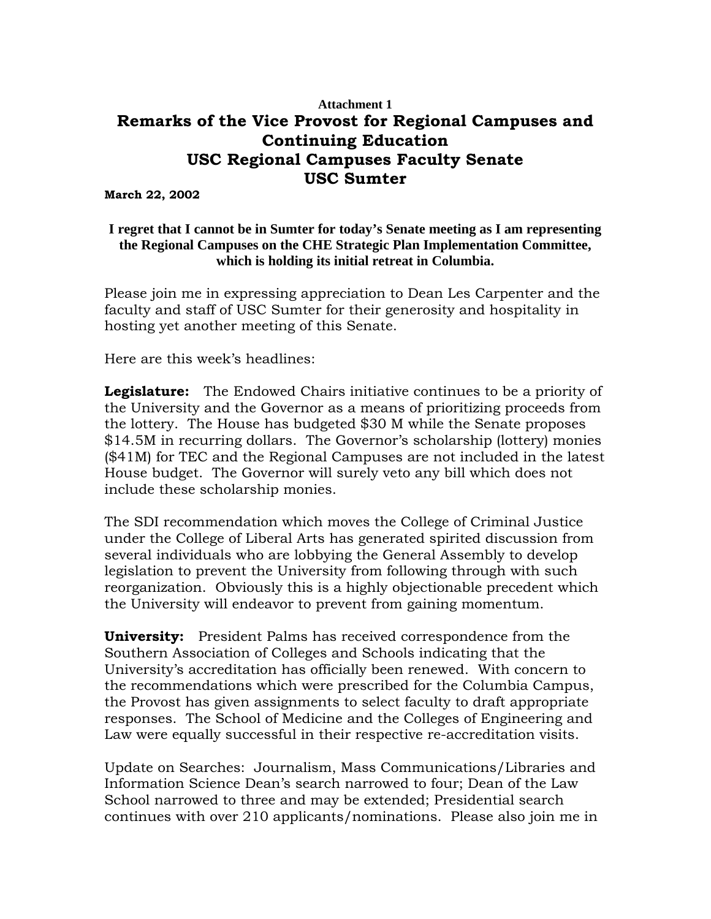**Attachment 1**

# Remarks of the Vice Provost for Regional Campuses and Continuing Education
# USC Regional Campuses Faculty Senate
# USC Sumter

**March 22, 2002**

**I regret that I cannot be in Sumter for today's Senate meeting as I am representing the Regional Campuses on the CHE Strategic Plan Implementation Committee, which is holding its initial retreat in Columbia.**

Please join me in expressing appreciation to Dean Les Carpenter and the faculty and staff of USC Sumter for their generosity and hospitality in hosting yet another meeting of this Senate.

Here are this week's headlines:

**Legislature:** The Endowed Chairs initiative continues to be a priority of the University and the Governor as a means of prioritizing proceeds from the lottery. The House has budgeted $30 M while the Senate proposes $14.5M in recurring dollars. The Governor's scholarship (lottery) monies ($41M) for TEC and the Regional Campuses are not included in the latest House budget. The Governor will surely veto any bill which does not include these scholarship monies.

The SDI recommendation which moves the College of Criminal Justice under the College of Liberal Arts has generated spirited discussion from several individuals who are lobbying the General Assembly to develop legislation to prevent the University from following through with such reorganization. Obviously this is a highly objectionable precedent which the University will endeavor to prevent from gaining momentum.

**University:** President Palms has received correspondence from the Southern Association of Colleges and Schools indicating that the University's accreditation has officially been renewed. With concern to the recommendations which were prescribed for the Columbia Campus, the Provost has given assignments to select faculty to draft appropriate responses. The School of Medicine and the Colleges of Engineering and Law were equally successful in their respective re-accreditation visits.

Update on Searches: Journalism, Mass Communications/Libraries and Information Science Dean's search narrowed to four; Dean of the Law School narrowed to three and may be extended; Presidential search continues with over 210 applicants/nominations. Please also join me in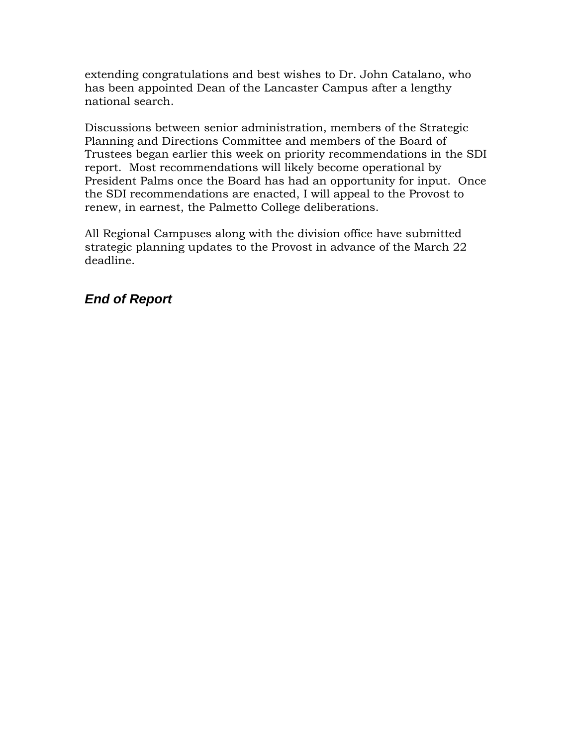extending congratulations and best wishes to Dr. John Catalano, who has been appointed Dean of the Lancaster Campus after a lengthy national search.

Discussions between senior administration, members of the Strategic Planning and Directions Committee and members of the Board of Trustees began earlier this week on priority recommendations in the SDI report. Most recommendations will likely become operational by President Palms once the Board has had an opportunity for input. Once the SDI recommendations are enacted, I will appeal to the Provost to renew, in earnest, the Palmetto College deliberations.

All Regional Campuses along with the division office have submitted strategic planning updates to the Provost in advance of the March 22 deadline.

***End of Report***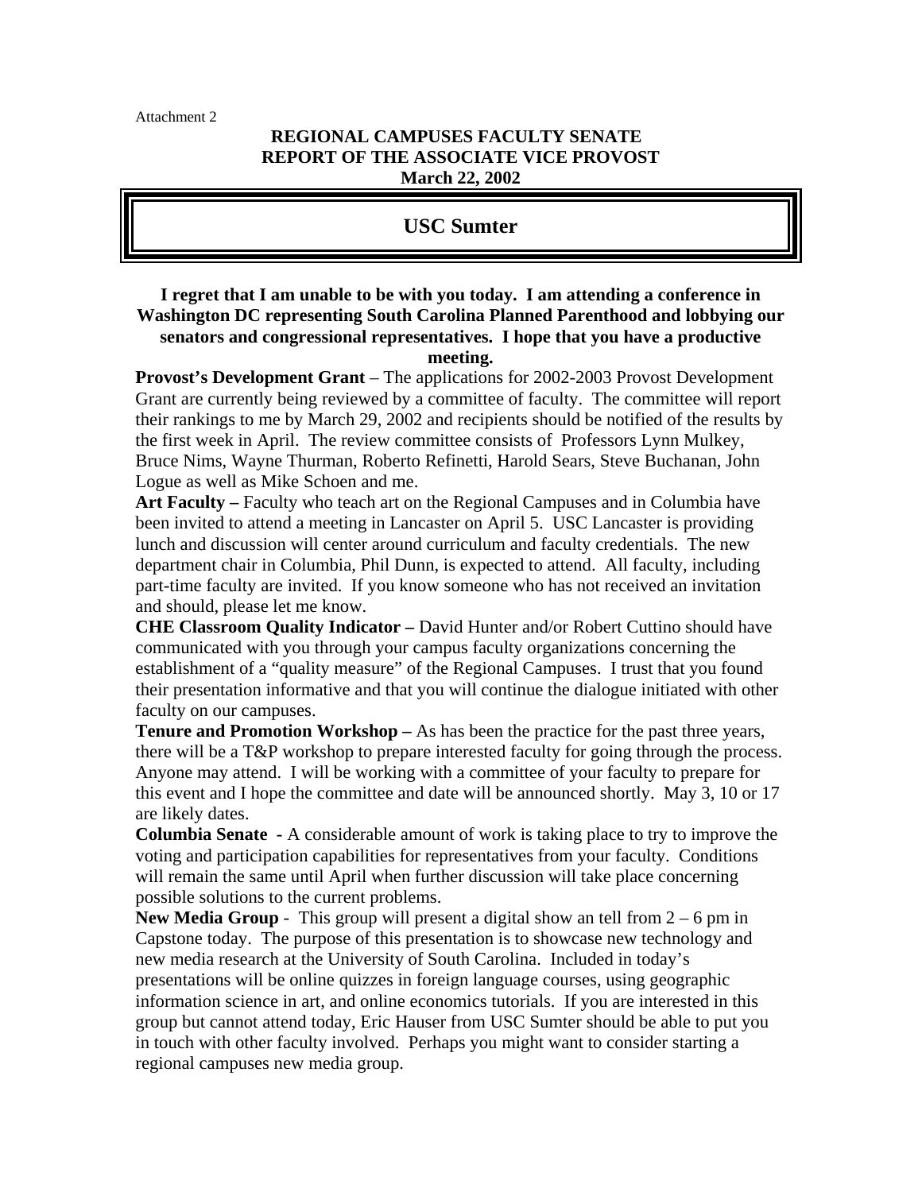Attachment 2

**REGIONAL CAMPUSES FACULTY SENATE**
**REPORT OF THE ASSOCIATE VICE PROVOST**
**March 22, 2002**

## USC Sumter

**I regret that I am unable to be with you today. I am attending a conference in Washington DC representing South Carolina Planned Parenthood and lobbying our senators and congressional representatives. I hope that you have a productive meeting.**

**Provost's Development Grant** – The applications for 2002-2003 Provost Development Grant are currently being reviewed by a committee of faculty. The committee will report their rankings to me by March 29, 2002 and recipients should be notified of the results by the first week in April. The review committee consists of Professors Lynn Mulkey, Bruce Nims, Wayne Thurman, Roberto Refinetti, Harold Sears, Steve Buchanan, John Logue as well as Mike Schoen and me.

**Art Faculty –** Faculty who teach art on the Regional Campuses and in Columbia have been invited to attend a meeting in Lancaster on April 5. USC Lancaster is providing lunch and discussion will center around curriculum and faculty credentials. The new department chair in Columbia, Phil Dunn, is expected to attend. All faculty, including part-time faculty are invited. If you know someone who has not received an invitation and should, please let me know.

**CHE Classroom Quality Indicator –** David Hunter and/or Robert Cuttino should have communicated with you through your campus faculty organizations concerning the establishment of a "quality measure" of the Regional Campuses. I trust that you found their presentation informative and that you will continue the dialogue initiated with other faculty on our campuses.

**Tenure and Promotion Workshop –** As has been the practice for the past three years, there will be a T&P workshop to prepare interested faculty for going through the process. Anyone may attend. I will be working with a committee of your faculty to prepare for this event and I hope the committee and date will be announced shortly. May 3, 10 or 17 are likely dates.

**Columbia Senate** - A considerable amount of work is taking place to try to improve the voting and participation capabilities for representatives from your faculty. Conditions will remain the same until April when further discussion will take place concerning possible solutions to the current problems.

**New Media Group** - This group will present a digital show an tell from 2 – 6 pm in Capstone today. The purpose of this presentation is to showcase new technology and new media research at the University of South Carolina. Included in today's presentations will be online quizzes in foreign language courses, using geographic information science in art, and online economics tutorials. If you are interested in this group but cannot attend today, Eric Hauser from USC Sumter should be able to put you in touch with other faculty involved. Perhaps you might want to consider starting a regional campuses new media group.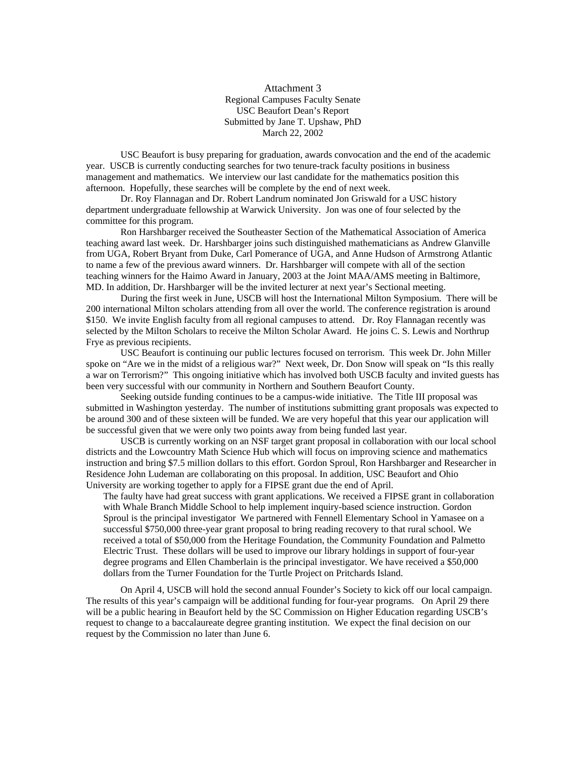Attachment 3
Regional Campuses Faculty Senate
USC Beaufort Dean's Report
Submitted by Jane T. Upshaw, PhD
March 22, 2002

USC Beaufort is busy preparing for graduation, awards convocation and the end of the academic year. USCB is currently conducting searches for two tenure-track faculty positions in business management and mathematics. We interview our last candidate for the mathematics position this afternoon. Hopefully, these searches will be complete by the end of next week.

Dr. Roy Flannagan and Dr. Robert Landrum nominated Jon Griswald for a USC history department undergraduate fellowship at Warwick University. Jon was one of four selected by the committee for this program.

Ron Harshbarger received the Southeaster Section of the Mathematical Association of America teaching award last week. Dr. Harshbarger joins such distinguished mathematicians as Andrew Glanville from UGA, Robert Bryant from Duke, Carl Pomerance of UGA, and Anne Hudson of Armstrong Atlantic to name a few of the previous award winners. Dr. Harshbarger will compete with all of the section teaching winners for the Haimo Award in January, 2003 at the Joint MAA/AMS meeting in Baltimore, MD. In addition, Dr. Harshbarger will be the invited lecturer at next year's Sectional meeting.

During the first week in June, USCB will host the International Milton Symposium. There will be 200 international Milton scholars attending from all over the world. The conference registration is around $150. We invite English faculty from all regional campuses to attend. Dr. Roy Flannagan recently was selected by the Milton Scholars to receive the Milton Scholar Award. He joins C. S. Lewis and Northrup Frye as previous recipients.

USC Beaufort is continuing our public lectures focused on terrorism. This week Dr. John Miller spoke on "Are we in the midst of a religious war?" Next week, Dr. Don Snow will speak on "Is this really a war on Terrorism?" This ongoing initiative which has involved both USCB faculty and invited guests has been very successful with our community in Northern and Southern Beaufort County.

Seeking outside funding continues to be a campus-wide initiative. The Title III proposal was submitted in Washington yesterday. The number of institutions submitting grant proposals was expected to be around 300 and of these sixteen will be funded. We are very hopeful that this year our application will be successful given that we were only two points away from being funded last year.

USCB is currently working on an NSF target grant proposal in collaboration with our local school districts and the Lowcountry Math Science Hub which will focus on improving science and mathematics instruction and bring $7.5 million dollars to this effort. Gordon Sproul, Ron Harshbarger and Researcher in Residence John Ludeman are collaborating on this proposal. In addition, USC Beaufort and Ohio University are working together to apply for a FIPSE grant due the end of April.

The faulty have had great success with grant applications. We received a FIPSE grant in collaboration with Whale Branch Middle School to help implement inquiry-based science instruction. Gordon Sproul is the principal investigator We partnered with Fennell Elementary School in Yamasee on a successful $750,000 three-year grant proposal to bring reading recovery to that rural school. We received a total of $50,000 from the Heritage Foundation, the Community Foundation and Palmetto Electric Trust. These dollars will be used to improve our library holdings in support of four-year degree programs and Ellen Chamberlain is the principal investigator. We have received a $50,000 dollars from the Turner Foundation for the Turtle Project on Pritchards Island.

On April 4, USCB will hold the second annual Founder's Society to kick off our local campaign. The results of this year's campaign will be additional funding for four-year programs. On April 29 there will be a public hearing in Beaufort held by the SC Commission on Higher Education regarding USCB's request to change to a baccalaureate degree granting institution. We expect the final decision on our request by the Commission no later than June 6.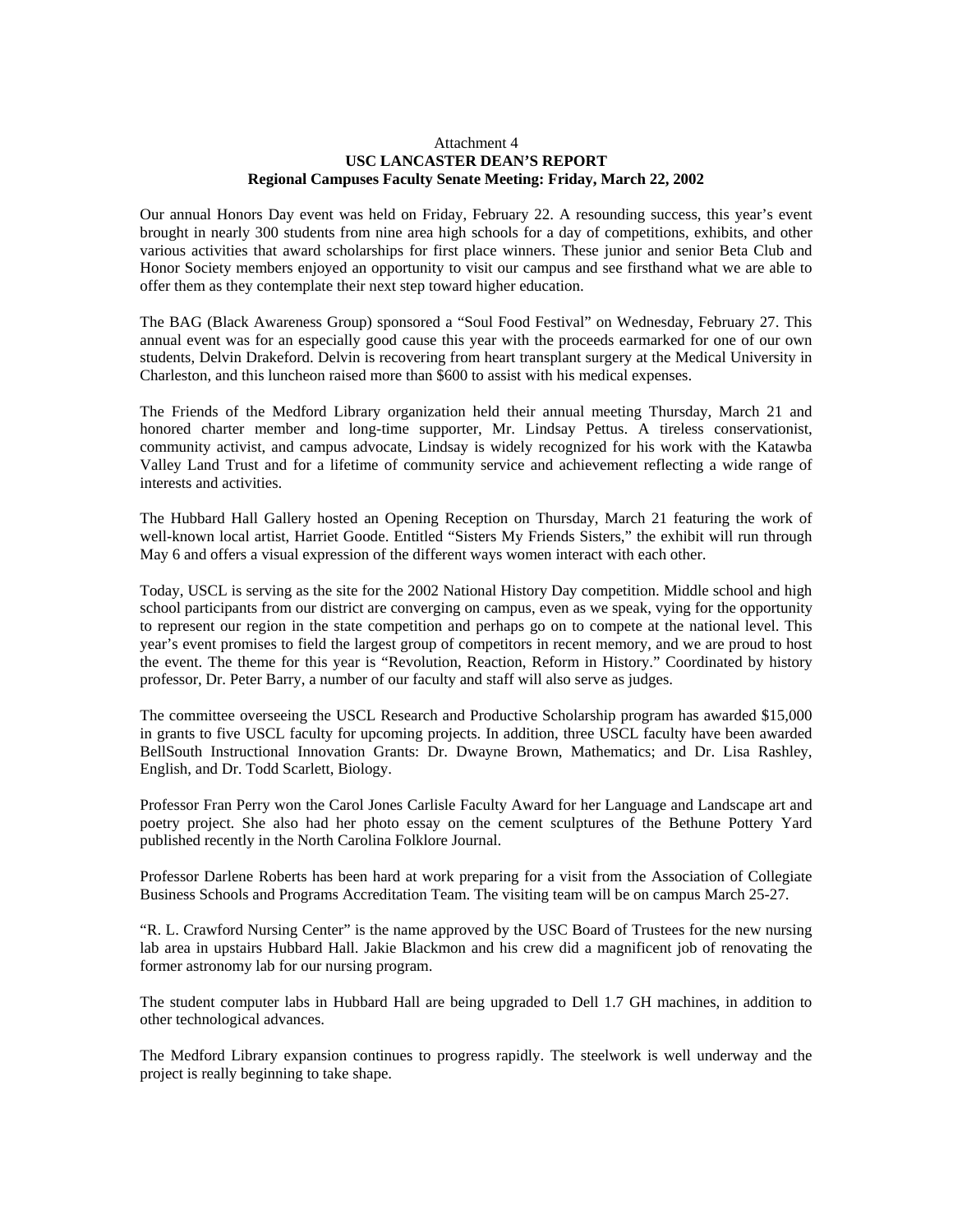Attachment 4

**USC LANCASTER DEAN'S REPORT**

**Regional Campuses Faculty Senate Meeting: Friday, March 22, 2002**

Our annual Honors Day event was held on Friday, February 22. A resounding success, this year's event brought in nearly 300 students from nine area high schools for a day of competitions, exhibits, and other various activities that award scholarships for first place winners. These junior and senior Beta Club and Honor Society members enjoyed an opportunity to visit our campus and see firsthand what we are able to offer them as they contemplate their next step toward higher education.

The BAG (Black Awareness Group) sponsored a "Soul Food Festival" on Wednesday, February 27. This annual event was for an especially good cause this year with the proceeds earmarked for one of our own students, Delvin Drakeford. Delvin is recovering from heart transplant surgery at the Medical University in Charleston, and this luncheon raised more than $600 to assist with his medical expenses.

The Friends of the Medford Library organization held their annual meeting Thursday, March 21 and honored charter member and long-time supporter, Mr. Lindsay Pettus. A tireless conservationist, community activist, and campus advocate, Lindsay is widely recognized for his work with the Katawba Valley Land Trust and for a lifetime of community service and achievement reflecting a wide range of interests and activities.

The Hubbard Hall Gallery hosted an Opening Reception on Thursday, March 21 featuring the work of well-known local artist, Harriet Goode. Entitled "Sisters My Friends Sisters," the exhibit will run through May 6 and offers a visual expression of the different ways women interact with each other.

Today, USCL is serving as the site for the 2002 National History Day competition. Middle school and high school participants from our district are converging on campus, even as we speak, vying for the opportunity to represent our region in the state competition and perhaps go on to compete at the national level. This year's event promises to field the largest group of competitors in recent memory, and we are proud to host the event. The theme for this year is "Revolution, Reaction, Reform in History." Coordinated by history professor, Dr. Peter Barry, a number of our faculty and staff will also serve as judges.

The committee overseeing the USCL Research and Productive Scholarship program has awarded $15,000 in grants to five USCL faculty for upcoming projects. In addition, three USCL faculty have been awarded BellSouth Instructional Innovation Grants: Dr. Dwayne Brown, Mathematics; and Dr. Lisa Rashley, English, and Dr. Todd Scarlett, Biology.

Professor Fran Perry won the Carol Jones Carlisle Faculty Award for her Language and Landscape art and poetry project. She also had her photo essay on the cement sculptures of the Bethune Pottery Yard published recently in the North Carolina Folklore Journal.

Professor Darlene Roberts has been hard at work preparing for a visit from the Association of Collegiate Business Schools and Programs Accreditation Team. The visiting team will be on campus March 25-27.

"R. L. Crawford Nursing Center" is the name approved by the USC Board of Trustees for the new nursing lab area in upstairs Hubbard Hall. Jakie Blackmon and his crew did a magnificent job of renovating the former astronomy lab for our nursing program.

The student computer labs in Hubbard Hall are being upgraded to Dell 1.7 GH machines, in addition to other technological advances.

The Medford Library expansion continues to progress rapidly. The steelwork is well underway and the project is really beginning to take shape.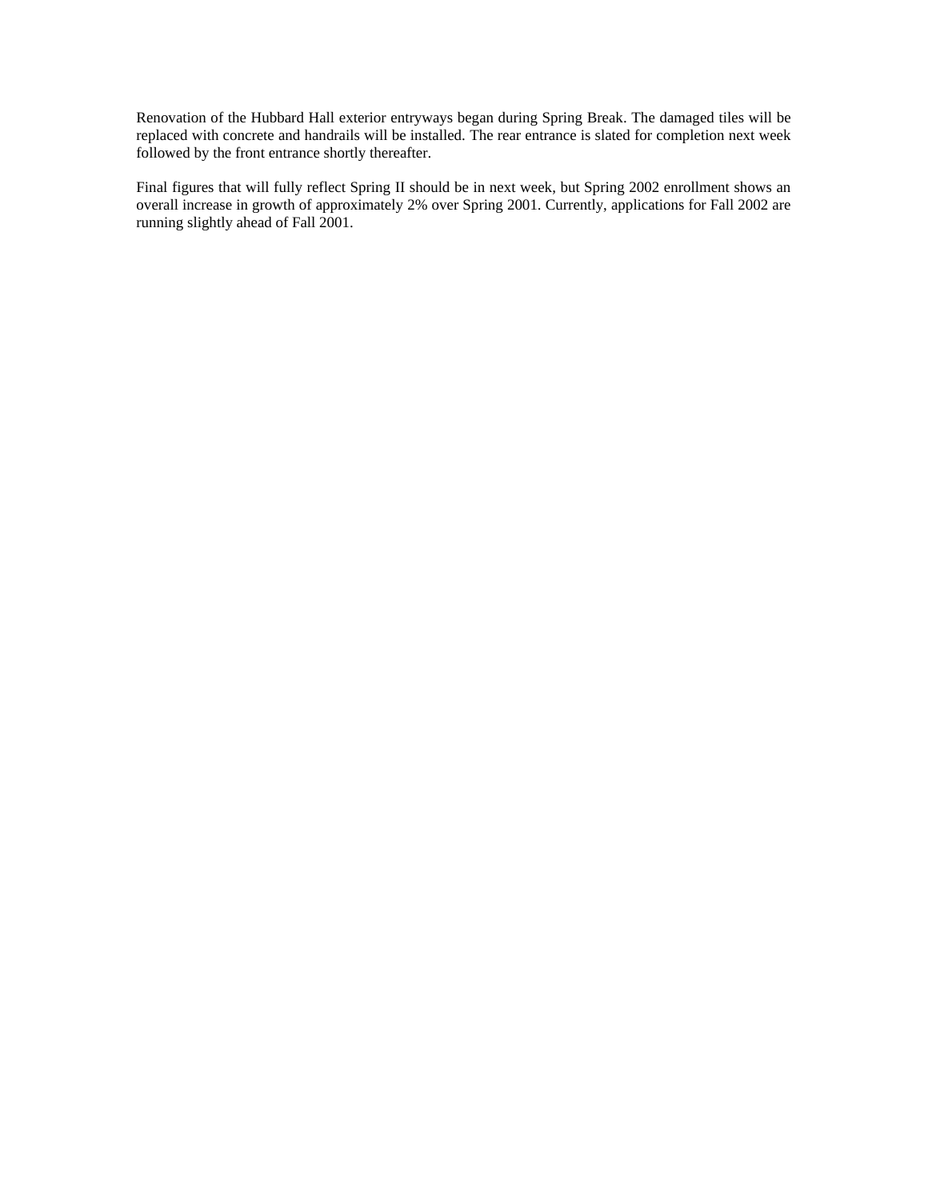Renovation of the Hubbard Hall exterior entryways began during Spring Break. The damaged tiles will be replaced with concrete and handrails will be installed. The rear entrance is slated for completion next week followed by the front entrance shortly thereafter.

Final figures that will fully reflect Spring II should be in next week, but Spring 2002 enrollment shows an overall increase in growth of approximately 2% over Spring 2001. Currently, applications for Fall 2002 are running slightly ahead of Fall 2001.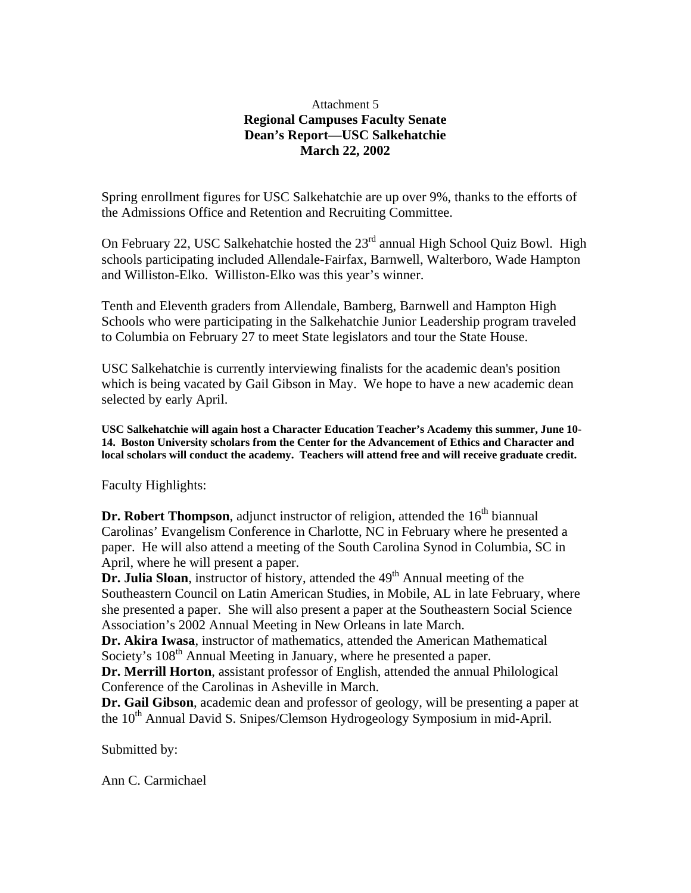Attachment 5

**Regional Campuses Faculty Senate**
**Dean's Report—USC Salkehatchie**
**March 22, 2002**

Spring enrollment figures for USC Salkehatchie are up over 9%, thanks to the efforts of the Admissions Office and Retention and Recruiting Committee.

On February 22, USC Salkehatchie hosted the 23rd annual High School Quiz Bowl. High schools participating included Allendale-Fairfax, Barnwell, Walterboro, Wade Hampton and Williston-Elko. Williston-Elko was this year's winner.

Tenth and Eleventh graders from Allendale, Bamberg, Barnwell and Hampton High Schools who were participating in the Salkehatchie Junior Leadership program traveled to Columbia on February 27 to meet State legislators and tour the State House.

USC Salkehatchie is currently interviewing finalists for the academic dean's position which is being vacated by Gail Gibson in May. We hope to have a new academic dean selected by early April.

**USC Salkehatchie will again host a Character Education Teacher's Academy this summer, June 10-14. Boston University scholars from the Center for the Advancement of Ethics and Character and local scholars will conduct the academy. Teachers will attend free and will receive graduate credit.**

Faculty Highlights:

**Dr. Robert Thompson**, adjunct instructor of religion, attended the 16th biannual Carolinas' Evangelism Conference in Charlotte, NC in February where he presented a paper. He will also attend a meeting of the South Carolina Synod in Columbia, SC in April, where he will present a paper.
**Dr. Julia Sloan**, instructor of history, attended the 49th Annual meeting of the Southeastern Council on Latin American Studies, in Mobile, AL in late February, where she presented a paper. She will also present a paper at the Southeastern Social Science Association's 2002 Annual Meeting in New Orleans in late March.
**Dr. Akira Iwasa**, instructor of mathematics, attended the American Mathematical Society's 108th Annual Meeting in January, where he presented a paper.
**Dr. Merrill Horton**, assistant professor of English, attended the annual Philological Conference of the Carolinas in Asheville in March.
**Dr. Gail Gibson**, academic dean and professor of geology, will be presenting a paper at the 10th Annual David S. Snipes/Clemson Hydrogeology Symposium in mid-April.

Submitted by:

Ann C. Carmichael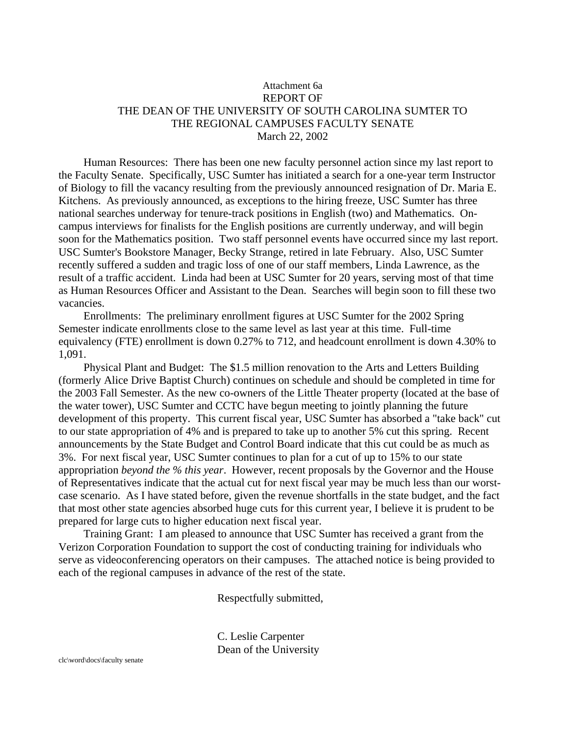Attachment 6a

# REPORT OF THE DEAN OF THE UNIVERSITY OF SOUTH CAROLINA SUMTER TO THE REGIONAL CAMPUSES FACULTY SENATE

March 22, 2002

Human Resources: There has been one new faculty personnel action since my last report to the Faculty Senate. Specifically, USC Sumter has initiated a search for a one-year term Instructor of Biology to fill the vacancy resulting from the previously announced resignation of Dr. Maria E. Kitchens. As previously announced, as exceptions to the hiring freeze, USC Sumter has three national searches underway for tenure-track positions in English (two) and Mathematics. On-campus interviews for finalists for the English positions are currently underway, and will begin soon for the Mathematics position. Two staff personnel events have occurred since my last report. USC Sumter's Bookstore Manager, Becky Strange, retired in late February. Also, USC Sumter recently suffered a sudden and tragic loss of one of our staff members, Linda Lawrence, as the result of a traffic accident. Linda had been at USC Sumter for 20 years, serving most of that time as Human Resources Officer and Assistant to the Dean. Searches will begin soon to fill these two vacancies.

Enrollments: The preliminary enrollment figures at USC Sumter for the 2002 Spring Semester indicate enrollments close to the same level as last year at this time. Full-time equivalency (FTE) enrollment is down 0.27% to 712, and headcount enrollment is down 4.30% to 1,091.

Physical Plant and Budget: The $1.5 million renovation to the Arts and Letters Building (formerly Alice Drive Baptist Church) continues on schedule and should be completed in time for the 2003 Fall Semester. As the new co-owners of the Little Theater property (located at the base of the water tower), USC Sumter and CCTC have begun meeting to jointly planning the future development of this property. This current fiscal year, USC Sumter has absorbed a "take back" cut to our state appropriation of 4% and is prepared to take up to another 5% cut this spring. Recent announcements by the State Budget and Control Board indicate that this cut could be as much as 3%. For next fiscal year, USC Sumter continues to plan for a cut of up to 15% to our state appropriation *beyond the % this year*. However, recent proposals by the Governor and the House of Representatives indicate that the actual cut for next fiscal year may be much less than our worst-case scenario. As I have stated before, given the revenue shortfalls in the state budget, and the fact that most other state agencies absorbed huge cuts for this current year, I believe it is prudent to be prepared for large cuts to higher education next fiscal year.

Training Grant: I am pleased to announce that USC Sumter has received a grant from the Verizon Corporation Foundation to support the cost of conducting training for individuals who serve as videoconferencing operators on their campuses. The attached notice is being provided to each of the regional campuses in advance of the rest of the state.

Respectfully submitted,

C. Leslie Carpenter
Dean of the University

clc\word\docs\faculty senate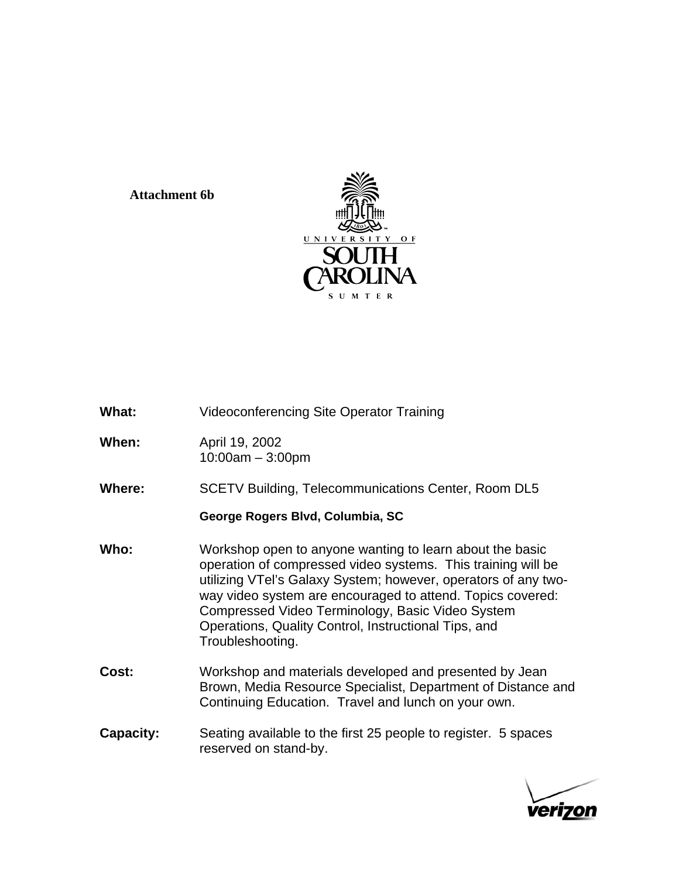**Attachment 6b**

UNIVERSITY OF SOUTH CAROLINA SUMTER

| | |
|---|---|
| **What:** | Videoconferencing Site Operator Training |
| **When:** | April 19, 2002<br>10:00am – 3:00pm |
| **Where:** | SCETV Building, Telecommunications Center, Room DL5<br>**George Rogers Blvd, Columbia, SC** |
| **Who:** | Workshop open to anyone wanting to learn about the basic operation of compressed video systems. This training will be utilizing VTel's Galaxy System; however, operators of any two-way video system are encouraged to attend. Topics covered: Compressed Video Terminology, Basic Video System Operations, Quality Control, Instructional Tips, and Troubleshooting. |
| **Cost:** | Workshop and materials developed and presented by Jean Brown, Media Resource Specialist, Department of Distance and Continuing Education. Travel and lunch on your own. |
| **Capacity:** | Seating available to the first 25 people to register. 5 spaces reserved on stand-by. |

verizon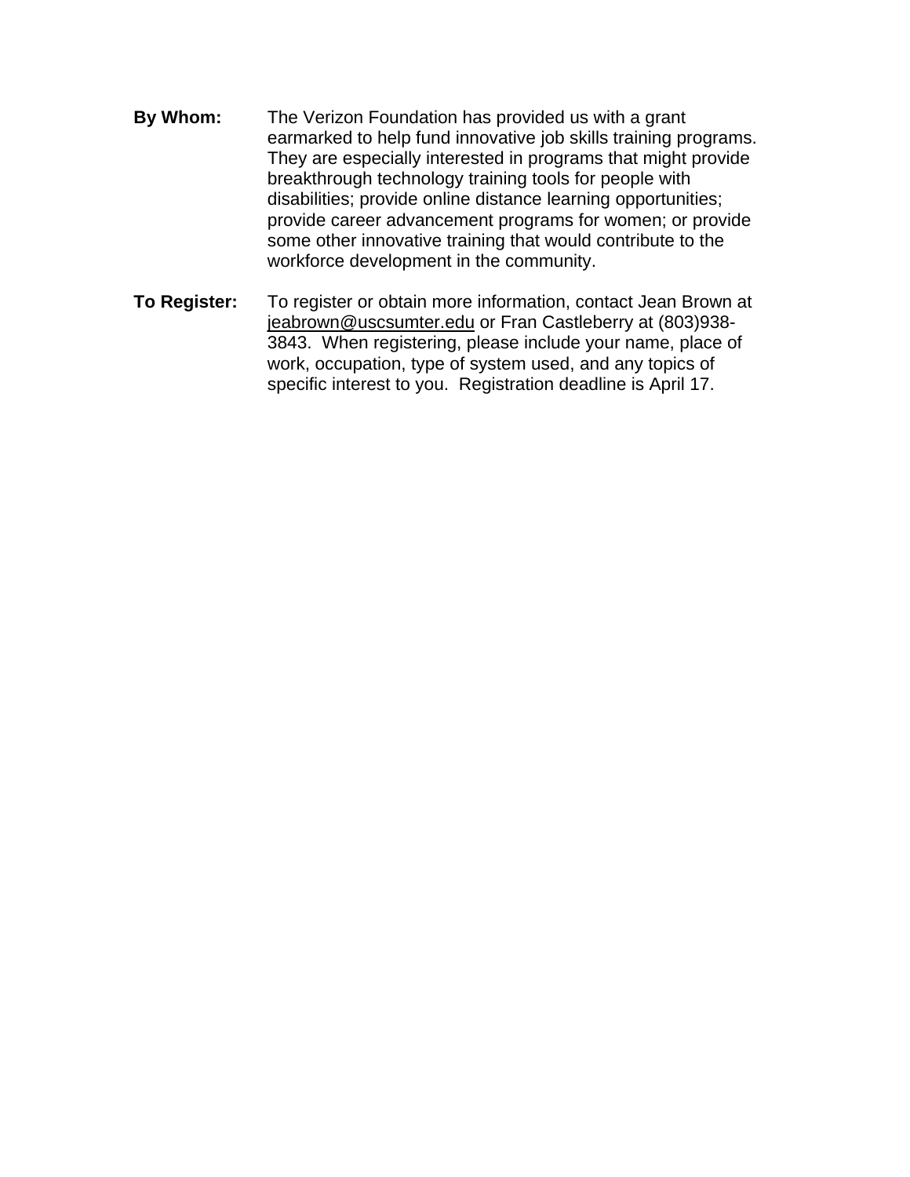**By Whom:** The Verizon Foundation has provided us with a grant earmarked to help fund innovative job skills training programs. They are especially interested in programs that might provide breakthrough technology training tools for people with disabilities; provide online distance learning opportunities; provide career advancement programs for women; or provide some other innovative training that would contribute to the workforce development in the community.

**To Register:** To register or obtain more information, contact Jean Brown at jeabrown@uscsumter.edu or Fran Castleberry at (803)938-3843. When registering, please include your name, place of work, occupation, type of system used, and any topics of specific interest to you. Registration deadline is April 17.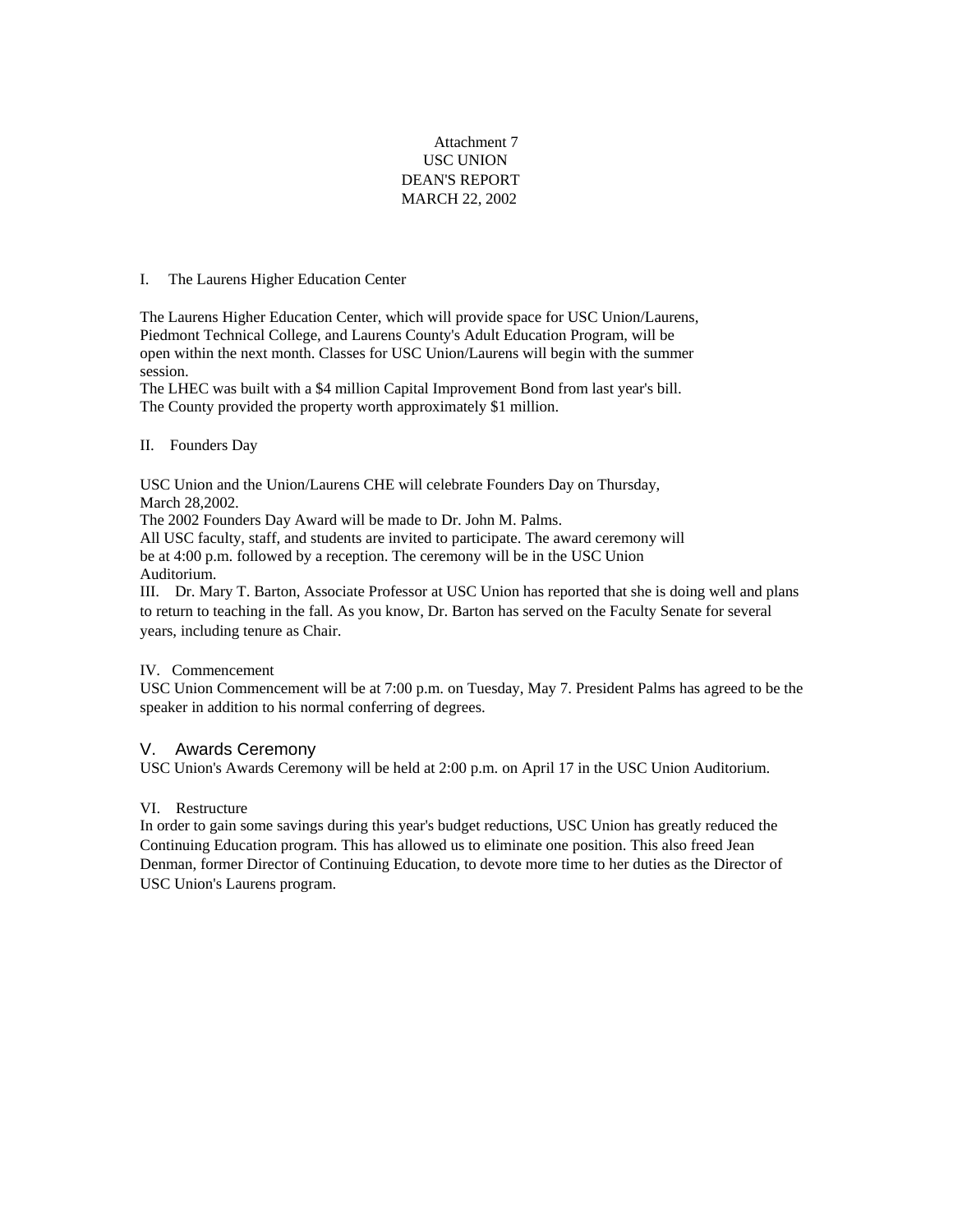Attachment 7
USC UNION
DEAN'S REPORT
MARCH 22, 2002

## I. The Laurens Higher Education Center

The Laurens Higher Education Center, which will provide space for USC Union/Laurens, Piedmont Technical College, and Laurens County's Adult Education Program, will be open within the next month. Classes for USC Union/Laurens will begin with the summer session.
The LHEC was built with a $4 million Capital Improvement Bond from last year's bill. The County provided the property worth approximately $1 million.

## II. Founders Day

USC Union and the Union/Laurens CHE will celebrate Founders Day on Thursday, March 28,2002.
The 2002 Founders Day Award will be made to Dr. John M. Palms.
All USC faculty, staff, and students are invited to participate. The award ceremony will be at 4:00 p.m. followed by a reception. The ceremony will be in the USC Union Auditorium.

III. Dr. Mary T. Barton, Associate Professor at USC Union has reported that she is doing well and plans to return to teaching in the fall. As you know, Dr. Barton has served on the Faculty Senate for several years, including tenure as Chair.

## IV. Commencement

USC Union Commencement will be at 7:00 p.m. on Tuesday, May 7. President Palms has agreed to be the speaker in addition to his normal conferring of degrees.

## V. Awards Ceremony

USC Union's Awards Ceremony will be held at 2:00 p.m. on April 17 in the USC Union Auditorium.

## VI. Restructure

In order to gain some savings during this year's budget reductions, USC Union has greatly reduced the Continuing Education program. This has allowed us to eliminate one position. This also freed Jean Denman, former Director of Continuing Education, to devote more time to her duties as the Director of USC Union's Laurens program.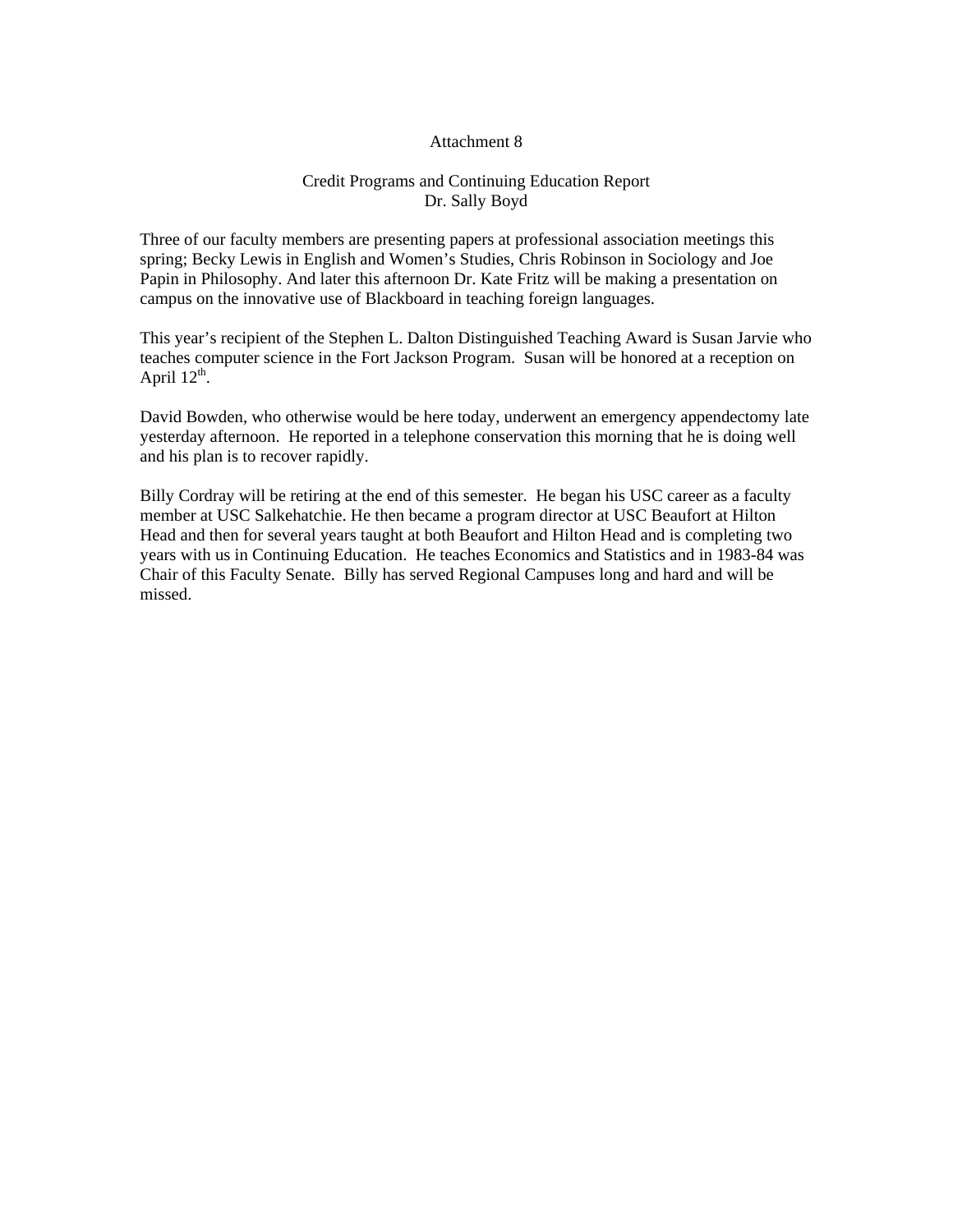Attachment 8

## Credit Programs and Continuing Education Report
Dr. Sally Boyd

Three of our faculty members are presenting papers at professional association meetings this spring; Becky Lewis in English and Women's Studies, Chris Robinson in Sociology and Joe Papin in Philosophy. And later this afternoon Dr. Kate Fritz will be making a presentation on campus on the innovative use of Blackboard in teaching foreign languages.

This year's recipient of the Stephen L. Dalton Distinguished Teaching Award is Susan Jarvie who teaches computer science in the Fort Jackson Program. Susan will be honored at a reception on April 12th.

David Bowden, who otherwise would be here today, underwent an emergency appendectomy late yesterday afternoon. He reported in a telephone conservation this morning that he is doing well and his plan is to recover rapidly.

Billy Cordray will be retiring at the end of this semester. He began his USC career as a faculty member at USC Salkehatchie. He then became a program director at USC Beaufort at Hilton Head and then for several years taught at both Beaufort and Hilton Head and is completing two years with us in Continuing Education. He teaches Economics and Statistics and in 1983-84 was Chair of this Faculty Senate. Billy has served Regional Campuses long and hard and will be missed.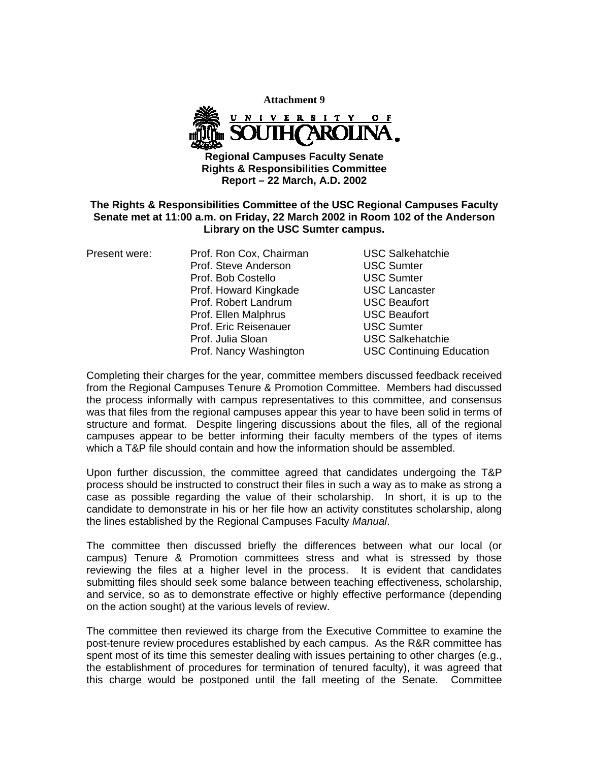**Attachment 9**

UNIVERSITY OF SOUTH CAROLINA

**Regional Campuses Faculty Senate**
**Rights & Responsibilities Committee**
**Report – 22 March, A.D. 2002**

**The Rights & Responsibilities Committee of the USC Regional Campuses Faculty Senate met at 11:00 a.m. on Friday, 22 March 2002 in Room 102 of the Anderson Library on the USC Sumter campus.**

| Present were: | | |
|---|---|---|
| | Prof. Ron Cox, Chairman | USC Salkehatchie |
| | Prof. Steve Anderson | USC Sumter |
| | Prof. Bob Costello | USC Sumter |
| | Prof. Howard Kingkade | USC Lancaster |
| | Prof. Robert Landrum | USC Beaufort |
| | Prof. Ellen Malphrus | USC Beaufort |
| | Prof. Eric Reisenauer | USC Sumter |
| | Prof. Julia Sloan | USC Salkehatchie |
| | Prof. Nancy Washington | USC Continuing Education |

Completing their charges for the year, committee members discussed feedback received from the Regional Campuses Tenure & Promotion Committee. Members had discussed the process informally with campus representatives to this committee, and consensus was that files from the regional campuses appear this year to have been solid in terms of structure and format. Despite lingering discussions about the files, all of the regional campuses appear to be better informing their faculty members of the types of items which a T&P file should contain and how the information should be assembled.

Upon further discussion, the committee agreed that candidates undergoing the T&P process should be instructed to construct their files in such a way as to make as strong a case as possible regarding the value of their scholarship. In short, it is up to the candidate to demonstrate in his or her file how an activity constitutes scholarship, along the lines established by the Regional Campuses Faculty *Manual*.

The committee then discussed briefly the differences between what our local (or campus) Tenure & Promotion committees stress and what is stressed by those reviewing the files at a higher level in the process. It is evident that candidates submitting files should seek some balance between teaching effectiveness, scholarship, and service, so as to demonstrate effective or highly effective performance (depending on the action sought) at the various levels of review.

The committee then reviewed its charge from the Executive Committee to examine the post-tenure review procedures established by each campus. As the R&R committee has spent most of its time this semester dealing with issues pertaining to other charges (e.g., the establishment of procedures for termination of tenured faculty), it was agreed that this charge would be postponed until the fall meeting of the Senate. Committee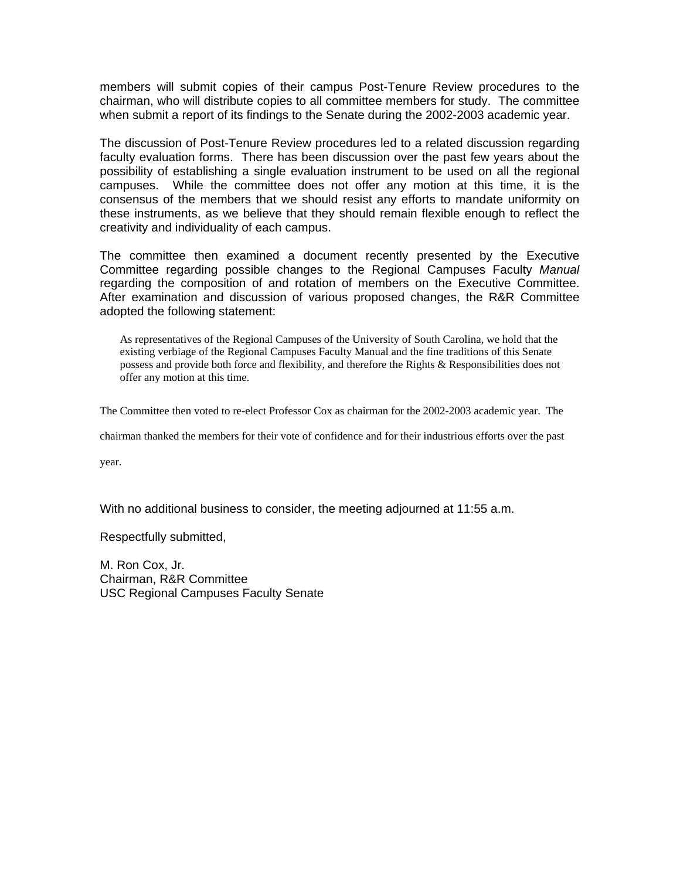members will submit copies of their campus Post-Tenure Review procedures to the chairman, who will distribute copies to all committee members for study. The committee when submit a report of its findings to the Senate during the 2002-2003 academic year.

The discussion of Post-Tenure Review procedures led to a related discussion regarding faculty evaluation forms. There has been discussion over the past few years about the possibility of establishing a single evaluation instrument to be used on all the regional campuses. While the committee does not offer any motion at this time, it is the consensus of the members that we should resist any efforts to mandate uniformity on these instruments, as we believe that they should remain flexible enough to reflect the creativity and individuality of each campus.

The committee then examined a document recently presented by the Executive Committee regarding possible changes to the Regional Campuses Faculty *Manual* regarding the composition of and rotation of members on the Executive Committee. After examination and discussion of various proposed changes, the R&R Committee adopted the following statement:

> As representatives of the Regional Campuses of the University of South Carolina, we hold that the existing verbiage of the Regional Campuses Faculty Manual and the fine traditions of this Senate possess and provide both force and flexibility, and therefore the Rights & Responsibilities does not offer any motion at this time.

The Committee then voted to re-elect Professor Cox as chairman for the 2002-2003 academic year. The chairman thanked the members for their vote of confidence and for their industrious efforts over the past year.

With no additional business to consider, the meeting adjourned at 11:55 a.m.

Respectfully submitted,

M. Ron Cox, Jr.
Chairman, R&R Committee
USC Regional Campuses Faculty Senate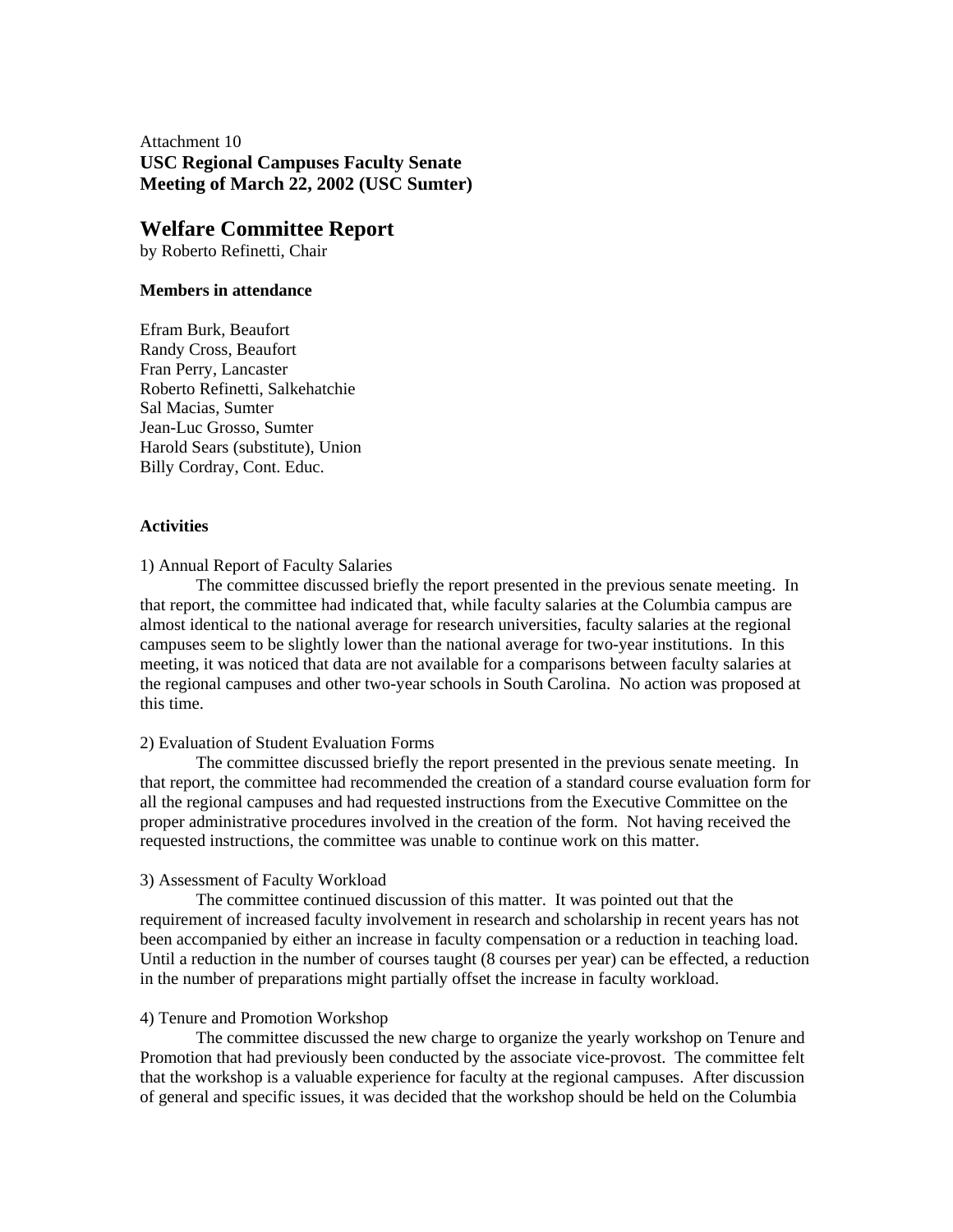Attachment 10

**USC Regional Campuses Faculty Senate**
**Meeting of March 22, 2002 (USC Sumter)**

## Welfare Committee Report

by Roberto Refinetti, Chair

**Members in attendance**

Efram Burk, Beaufort
Randy Cross, Beaufort
Fran Perry, Lancaster
Roberto Refinetti, Salkehatchie
Sal Macias, Sumter
Jean-Luc Grosso, Sumter
Harold Sears (substitute), Union
Billy Cordray, Cont. Educ.

**Activities**

1) Annual Report of Faculty Salaries

The committee discussed briefly the report presented in the previous senate meeting. In that report, the committee had indicated that, while faculty salaries at the Columbia campus are almost identical to the national average for research universities, faculty salaries at the regional campuses seem to be slightly lower than the national average for two-year institutions. In this meeting, it was noticed that data are not available for a comparisons between faculty salaries at the regional campuses and other two-year schools in South Carolina. No action was proposed at this time.

2) Evaluation of Student Evaluation Forms

The committee discussed briefly the report presented in the previous senate meeting. In that report, the committee had recommended the creation of a standard course evaluation form for all the regional campuses and had requested instructions from the Executive Committee on the proper administrative procedures involved in the creation of the form. Not having received the requested instructions, the committee was unable to continue work on this matter.

3) Assessment of Faculty Workload

The committee continued discussion of this matter. It was pointed out that the requirement of increased faculty involvement in research and scholarship in recent years has not been accompanied by either an increase in faculty compensation or a reduction in teaching load. Until a reduction in the number of courses taught (8 courses per year) can be effected, a reduction in the number of preparations might partially offset the increase in faculty workload.

4) Tenure and Promotion Workshop

The committee discussed the new charge to organize the yearly workshop on Tenure and Promotion that had previously been conducted by the associate vice-provost. The committee felt that the workshop is a valuable experience for faculty at the regional campuses. After discussion of general and specific issues, it was decided that the workshop should be held on the Columbia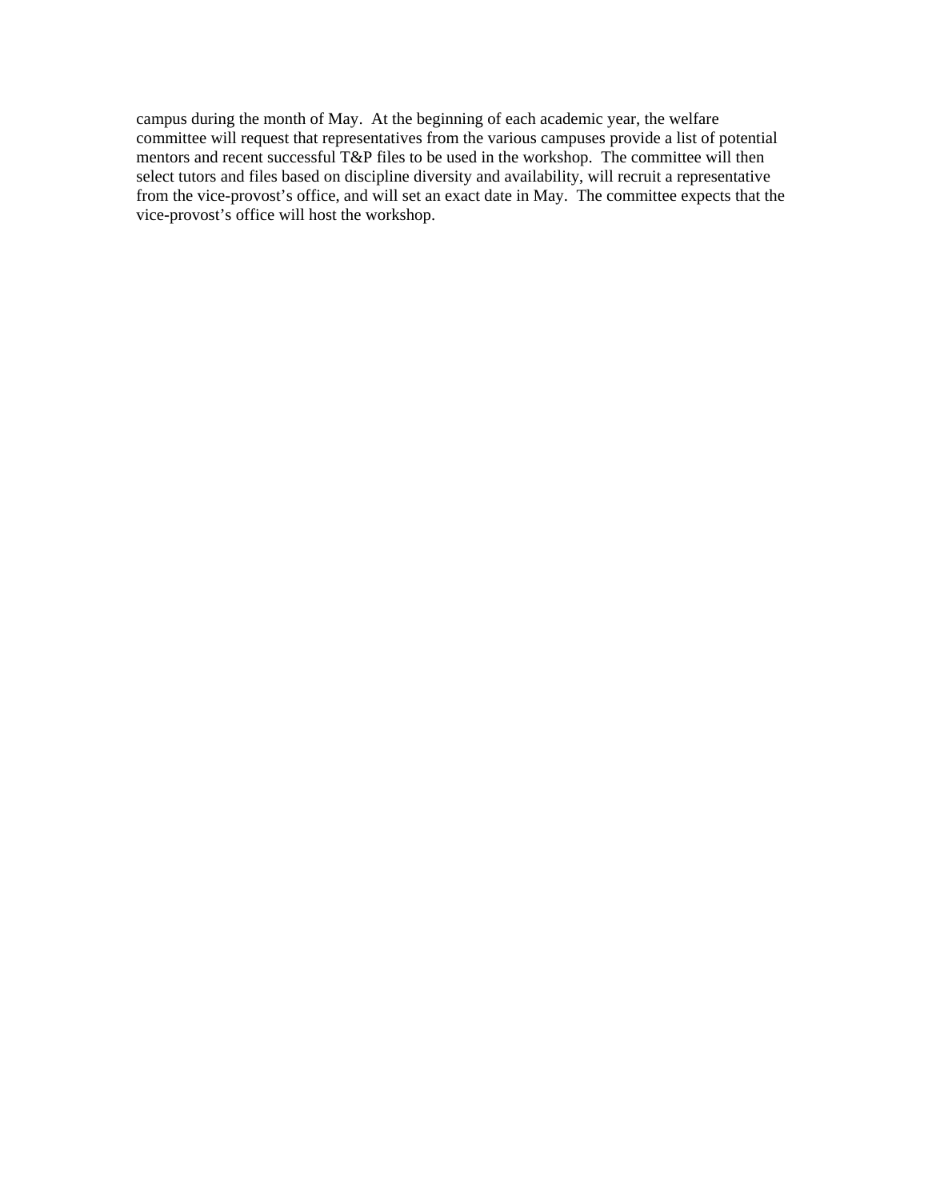campus during the month of May. At the beginning of each academic year, the welfare committee will request that representatives from the various campuses provide a list of potential mentors and recent successful T&P files to be used in the workshop. The committee will then select tutors and files based on discipline diversity and availability, will recruit a representative from the vice-provost's office, and will set an exact date in May. The committee expects that the vice-provost's office will host the workshop.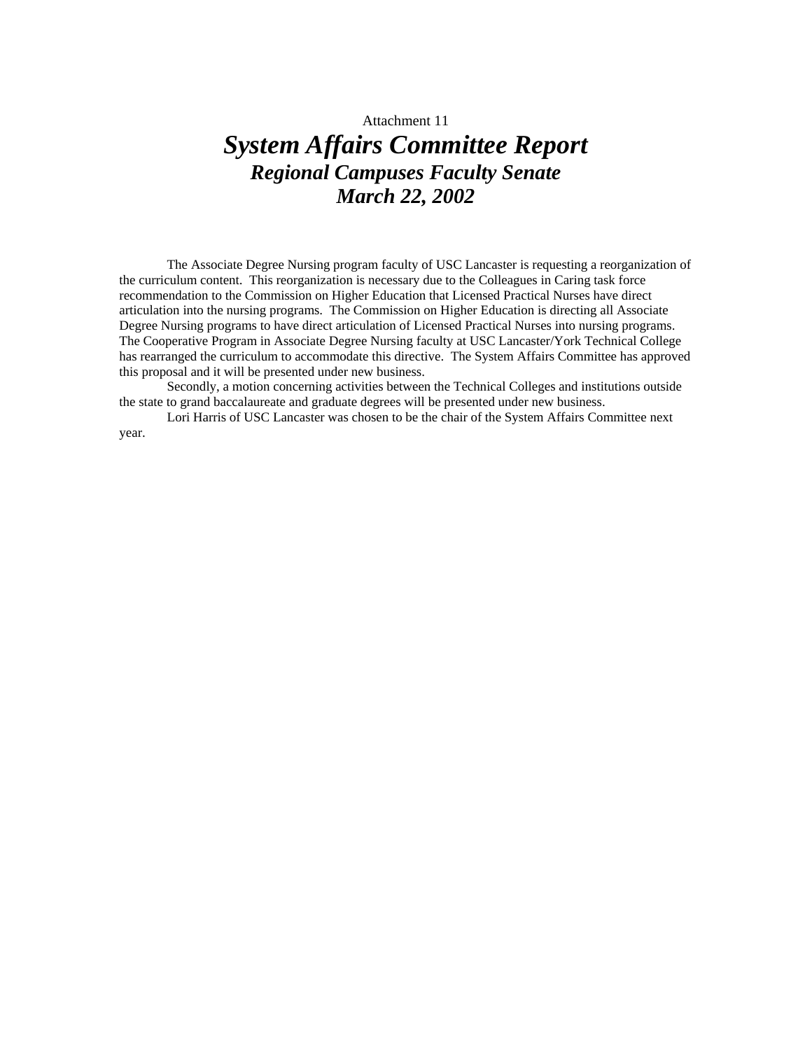Attachment 11

# *System Affairs Committee Report*

## *Regional Campuses Faculty Senate*

## *March 22, 2002*

The Associate Degree Nursing program faculty of USC Lancaster is requesting a reorganization of the curriculum content. This reorganization is necessary due to the Colleagues in Caring task force recommendation to the Commission on Higher Education that Licensed Practical Nurses have direct articulation into the nursing programs. The Commission on Higher Education is directing all Associate Degree Nursing programs to have direct articulation of Licensed Practical Nurses into nursing programs. The Cooperative Program in Associate Degree Nursing faculty at USC Lancaster/York Technical College has rearranged the curriculum to accommodate this directive. The System Affairs Committee has approved this proposal and it will be presented under new business.

Secondly, a motion concerning activities between the Technical Colleges and institutions outside the state to grand baccalaureate and graduate degrees will be presented under new business.

Lori Harris of USC Lancaster was chosen to be the chair of the System Affairs Committee next year.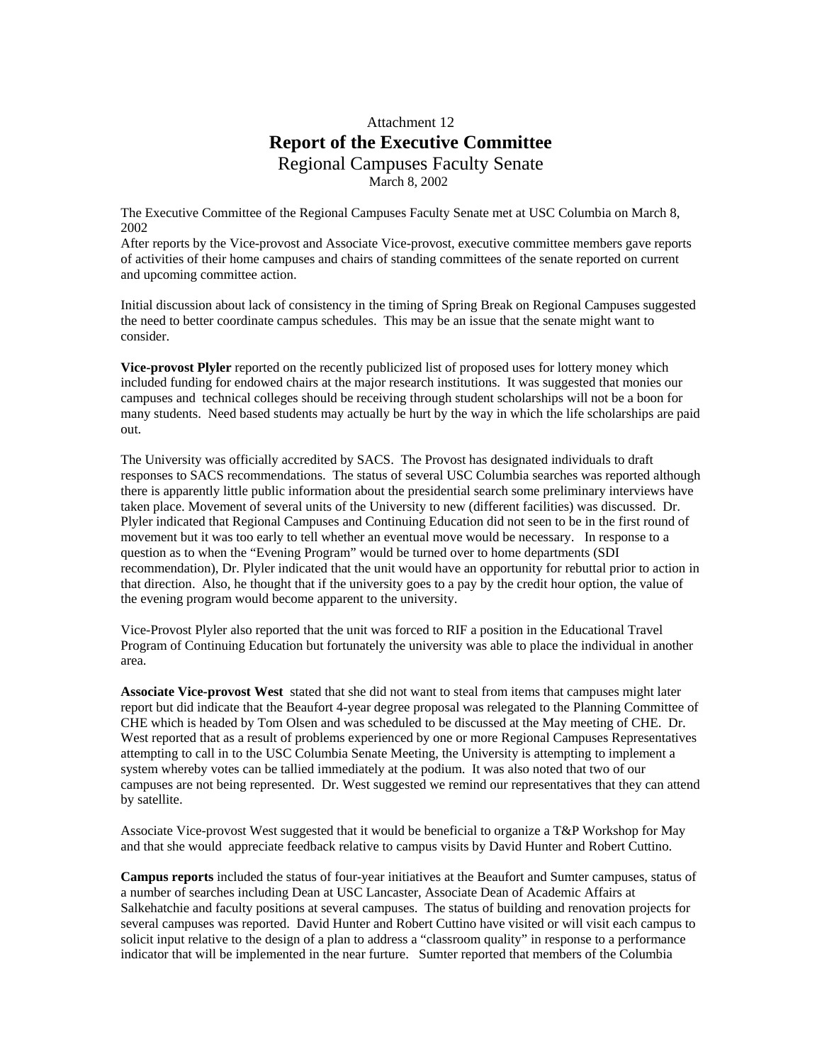Attachment 12

# Report of the Executive Committee

## Regional Campuses Faculty Senate

March 8, 2002

The Executive Committee of the Regional Campuses Faculty Senate met at USC Columbia on March 8, 2002

After reports by the Vice-provost and Associate Vice-provost, executive committee members gave reports of activities of their home campuses and chairs of standing committees of the senate reported on current and upcoming committee action.

Initial discussion about lack of consistency in the timing of Spring Break on Regional Campuses suggested the need to better coordinate campus schedules. This may be an issue that the senate might want to consider.

**Vice-provost Plyler** reported on the recently publicized list of proposed uses for lottery money which included funding for endowed chairs at the major research institutions. It was suggested that monies our campuses and technical colleges should be receiving through student scholarships will not be a boon for many students. Need based students may actually be hurt by the way in which the life scholarships are paid out.

The University was officially accredited by SACS. The Provost has designated individuals to draft responses to SACS recommendations. The status of several USC Columbia searches was reported although there is apparently little public information about the presidential search some preliminary interviews have taken place. Movement of several units of the University to new (different facilities) was discussed. Dr. Plyler indicated that Regional Campuses and Continuing Education did not seen to be in the first round of movement but it was too early to tell whether an eventual move would be necessary. In response to a question as to when the "Evening Program" would be turned over to home departments (SDI recommendation), Dr. Plyler indicated that the unit would have an opportunity for rebuttal prior to action in that direction. Also, he thought that if the university goes to a pay by the credit hour option, the value of the evening program would become apparent to the university.

Vice-Provost Plyler also reported that the unit was forced to RIF a position in the Educational Travel Program of Continuing Education but fortunately the university was able to place the individual in another area.

**Associate Vice-provost West** stated that she did not want to steal from items that campuses might later report but did indicate that the Beaufort 4-year degree proposal was relegated to the Planning Committee of CHE which is headed by Tom Olsen and was scheduled to be discussed at the May meeting of CHE. Dr. West reported that as a result of problems experienced by one or more Regional Campuses Representatives attempting to call in to the USC Columbia Senate Meeting, the University is attempting to implement a system whereby votes can be tallied immediately at the podium. It was also noted that two of our campuses are not being represented. Dr. West suggested we remind our representatives that they can attend by satellite.

Associate Vice-provost West suggested that it would be beneficial to organize a T&P Workshop for May and that she would appreciate feedback relative to campus visits by David Hunter and Robert Cuttino.

**Campus reports** included the status of four-year initiatives at the Beaufort and Sumter campuses, status of a number of searches including Dean at USC Lancaster, Associate Dean of Academic Affairs at Salkehatchie and faculty positions at several campuses. The status of building and renovation projects for several campuses was reported. David Hunter and Robert Cuttino have visited or will visit each campus to solicit input relative to the design of a plan to address a "classroom quality" in response to a performance indicator that will be implemented in the near furture. Sumter reported that members of the Columbia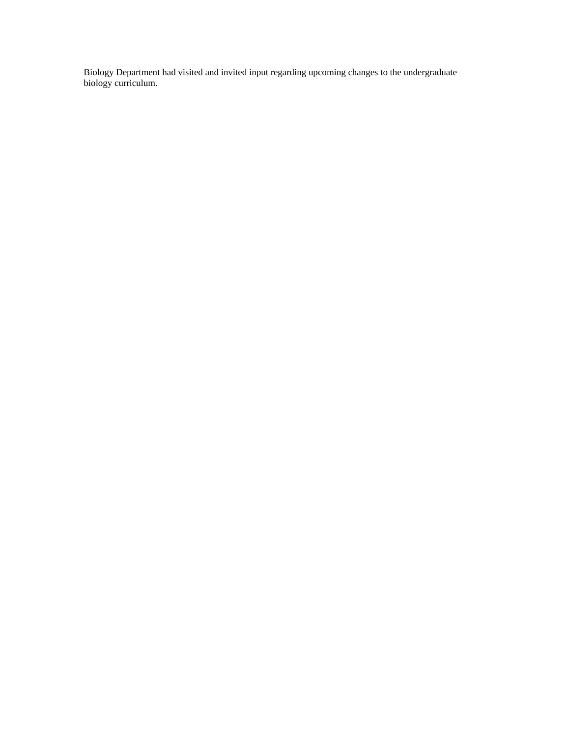Biology Department had visited and invited input regarding upcoming changes to the undergraduate biology curriculum.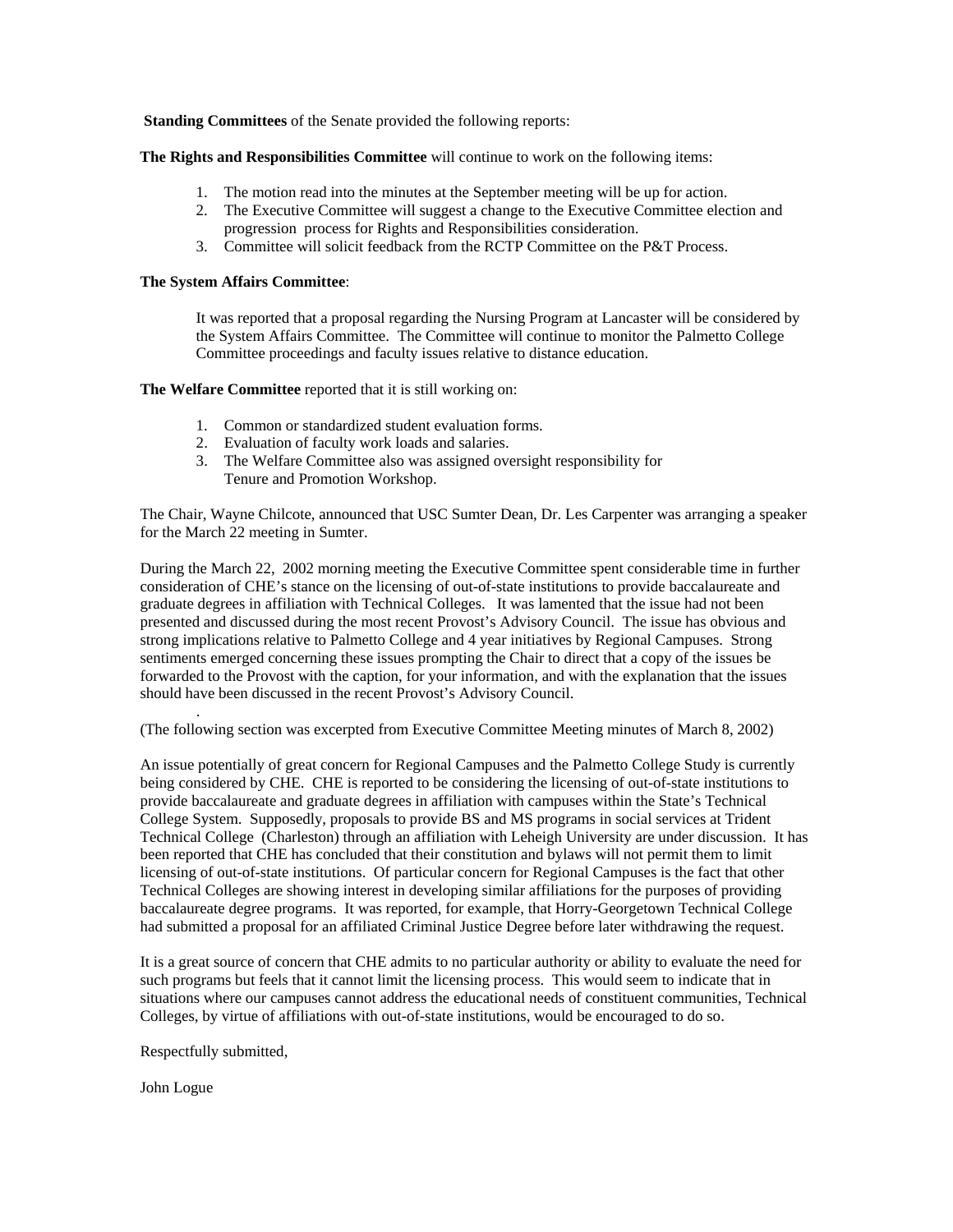**Standing Committees** of the Senate provided the following reports:

**The Rights and Responsibilities Committee** will continue to work on the following items:

1. The motion read into the minutes at the September meeting will be up for action.
2. The Executive Committee will suggest a change to the Executive Committee election and progression process for Rights and Responsibilities consideration.
3. Committee will solicit feedback from the RCTP Committee on the P&T Process.

**The System Affairs Committee**:

It was reported that a proposal regarding the Nursing Program at Lancaster will be considered by the System Affairs Committee. The Committee will continue to monitor the Palmetto College Committee proceedings and faculty issues relative to distance education.

**The Welfare Committee** reported that it is still working on:

1. Common or standardized student evaluation forms.
2. Evaluation of faculty work loads and salaries.
3. The Welfare Committee also was assigned oversight responsibility for Tenure and Promotion Workshop.

The Chair, Wayne Chilcote, announced that USC Sumter Dean, Dr. Les Carpenter was arranging a speaker for the March 22 meeting in Sumter.

During the March 22, 2002 morning meeting the Executive Committee spent considerable time in further consideration of CHE's stance on the licensing of out-of-state institutions to provide baccalaureate and graduate degrees in affiliation with Technical Colleges. It was lamented that the issue had not been presented and discussed during the most recent Provost's Advisory Council. The issue has obvious and strong implications relative to Palmetto College and 4 year initiatives by Regional Campuses. Strong sentiments emerged concerning these issues prompting the Chair to direct that a copy of the issues be forwarded to the Provost with the caption, for your information, and with the explanation that the issues should have been discussed in the recent Provost's Advisory Council.

(The following section was excerpted from Executive Committee Meeting minutes of March 8, 2002)

An issue potentially of great concern for Regional Campuses and the Palmetto College Study is currently being considered by CHE. CHE is reported to be considering the licensing of out-of-state institutions to provide baccalaureate and graduate degrees in affiliation with campuses within the State's Technical College System. Supposedly, proposals to provide BS and MS programs in social services at Trident Technical College (Charleston) through an affiliation with Leheigh University are under discussion. It has been reported that CHE has concluded that their constitution and bylaws will not permit them to limit licensing of out-of-state institutions. Of particular concern for Regional Campuses is the fact that other Technical Colleges are showing interest in developing similar affiliations for the purposes of providing baccalaureate degree programs. It was reported, for example, that Horry-Georgetown Technical College had submitted a proposal for an affiliated Criminal Justice Degree before later withdrawing the request.

It is a great source of concern that CHE admits to no particular authority or ability to evaluate the need for such programs but feels that it cannot limit the licensing process. This would seem to indicate that in situations where our campuses cannot address the educational needs of constituent communities, Technical Colleges, by virtue of affiliations with out-of-state institutions, would be encouraged to do so.

Respectfully submitted,

John Logue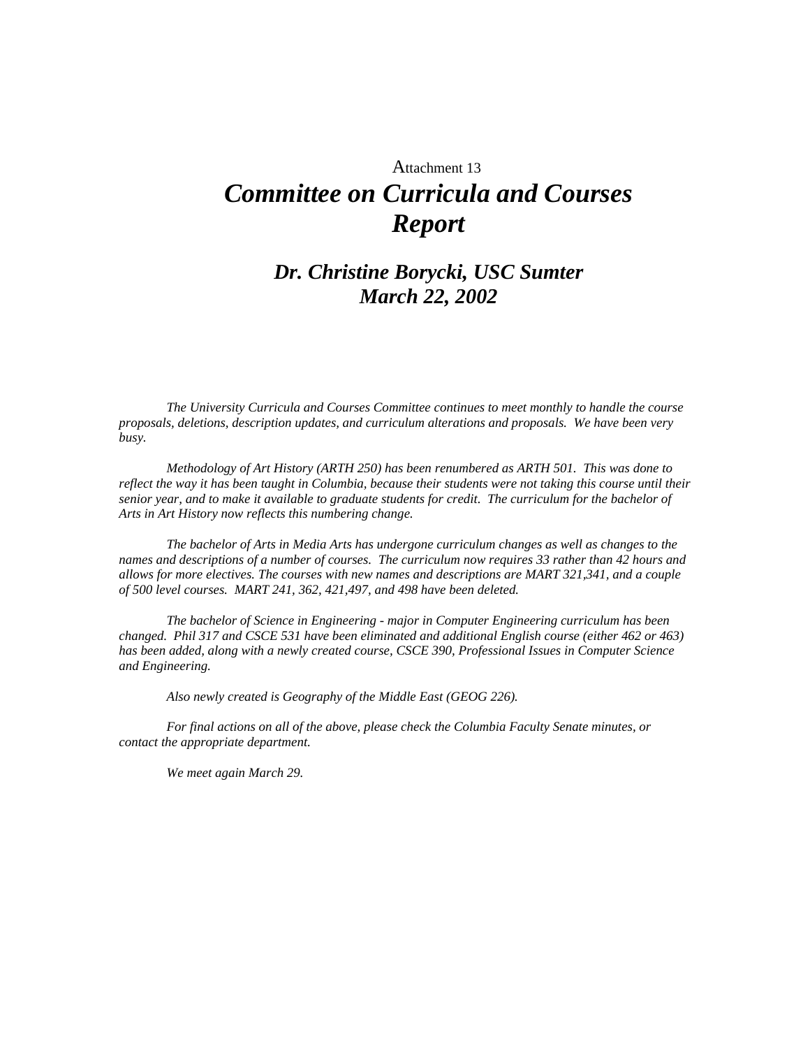Attachment 13

# *Committee on Curricula and Courses Report*

## *Dr. Christine Borycki, USC Sumter March 22, 2002*

*The University Curricula and Courses Committee continues to meet monthly to handle the course proposals, deletions, description updates, and curriculum alterations and proposals. We have been very busy.*

*Methodology of Art History (ARTH 250) has been renumbered as ARTH 501. This was done to reflect the way it has been taught in Columbia, because their students were not taking this course until their senior year, and to make it available to graduate students for credit. The curriculum for the bachelor of Arts in Art History now reflects this numbering change.*

*The bachelor of Arts in Media Arts has undergone curriculum changes as well as changes to the names and descriptions of a number of courses. The curriculum now requires 33 rather than 42 hours and allows for more electives. The courses with new names and descriptions are MART 321,341, and a couple of 500 level courses. MART 241, 362, 421,497, and 498 have been deleted.*

*The bachelor of Science in Engineering - major in Computer Engineering curriculum has been changed. Phil 317 and CSCE 531 have been eliminated and additional English course (either 462 or 463) has been added, along with a newly created course, CSCE 390, Professional Issues in Computer Science and Engineering.*

*Also newly created is Geography of the Middle East (GEOG 226).*

*For final actions on all of the above, please check the Columbia Faculty Senate minutes, or contact the appropriate department.*

*We meet again March 29.*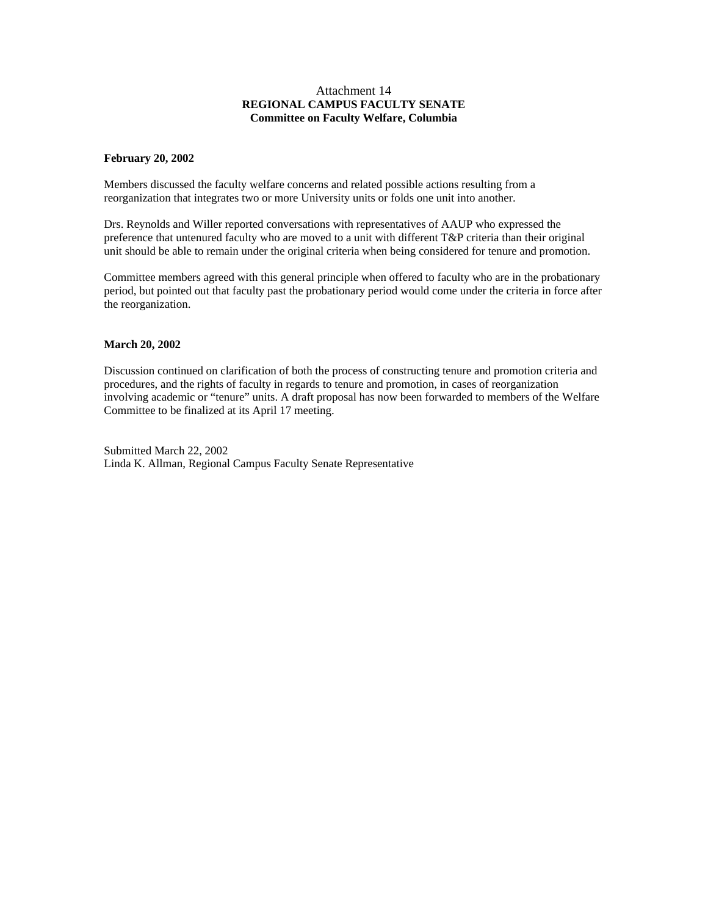Attachment 14

**REGIONAL CAMPUS FACULTY SENATE**

**Committee on Faculty Welfare, Columbia**

**February 20, 2002**

Members discussed the faculty welfare concerns and related possible actions resulting from a reorganization that integrates two or more University units or folds one unit into another.

Drs. Reynolds and Willer reported conversations with representatives of AAUP who expressed the preference that untenured faculty who are moved to a unit with different T&P criteria than their original unit should be able to remain under the original criteria when being considered for tenure and promotion.

Committee members agreed with this general principle when offered to faculty who are in the probationary period, but pointed out that faculty past the probationary period would come under the criteria in force after the reorganization.

**March 20, 2002**

Discussion continued on clarification of both the process of constructing tenure and promotion criteria and procedures, and the rights of faculty in regards to tenure and promotion, in cases of reorganization involving academic or "tenure" units. A draft proposal has now been forwarded to members of the Welfare Committee to be finalized at its April 17 meeting.

Submitted March 22, 2002
Linda K. Allman, Regional Campus Faculty Senate Representative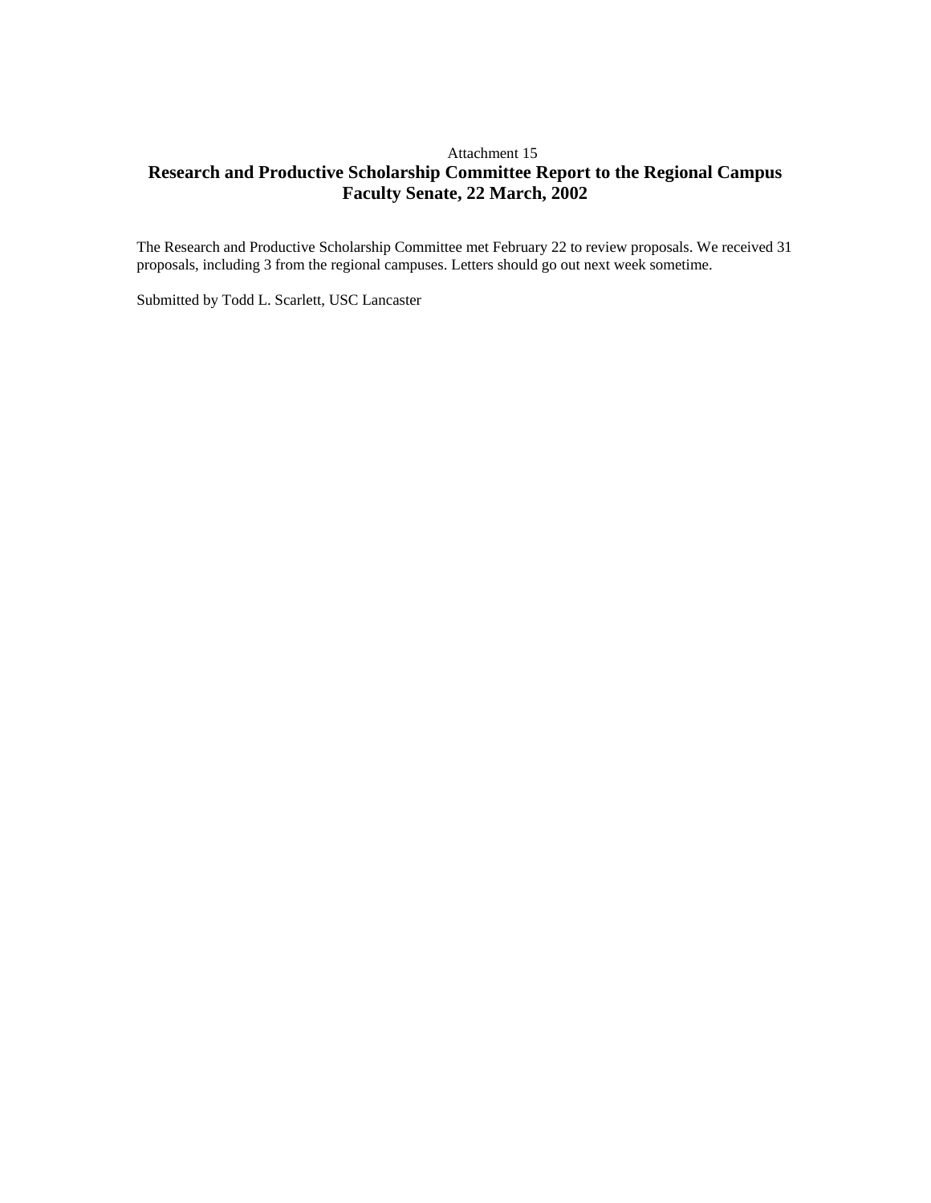Attachment 15

# Research and Productive Scholarship Committee Report to the Regional Campus Faculty Senate, 22 March, 2002

The Research and Productive Scholarship Committee met February 22 to review proposals. We received 31 proposals, including 3 from the regional campuses. Letters should go out next week sometime.

Submitted by Todd L. Scarlett, USC Lancaster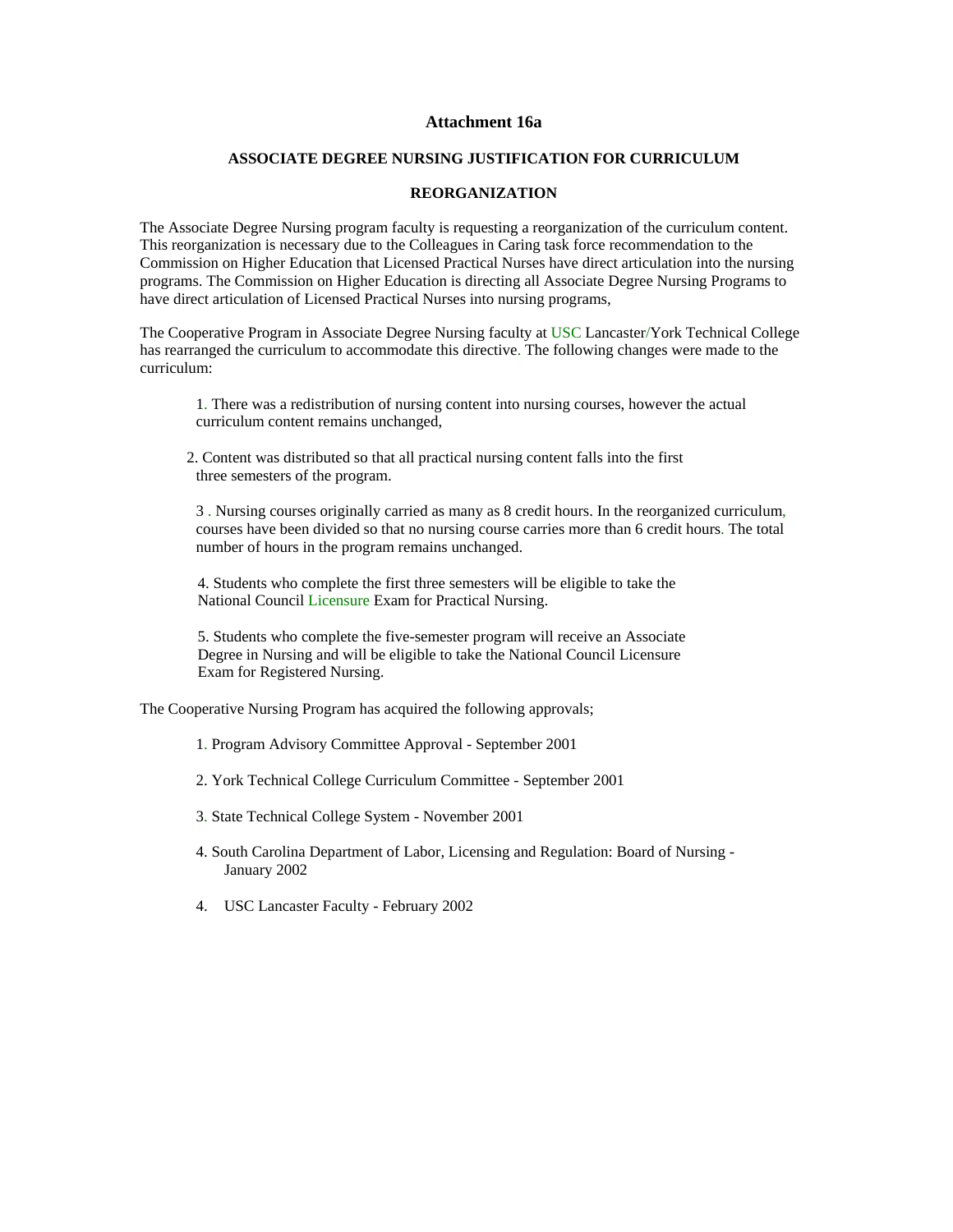**Attachment 16a**

**ASSOCIATE DEGREE NURSING JUSTIFICATION FOR CURRICULUM REORGANIZATION**

The Associate Degree Nursing program faculty is requesting a reorganization of the curriculum content. This reorganization is necessary due to the Colleagues in Caring task force recommendation to the Commission on Higher Education that Licensed Practical Nurses have direct articulation into the nursing programs. The Commission on Higher Education is directing all Associate Degree Nursing Programs to have direct articulation of Licensed Practical Nurses into nursing programs,

The Cooperative Program in Associate Degree Nursing faculty at USC Lancaster/York Technical College has rearranged the curriculum to accommodate this directive. The following changes were made to the curriculum:

1. There was a redistribution of nursing content into nursing courses, however the actual curriculum content remains unchanged,

2. Content was distributed so that all practical nursing content falls into the first three semesters of the program.

3 . Nursing courses originally carried as many as 8 credit hours. In the reorganized curriculum, courses have been divided so that no nursing course carries more than 6 credit hours. The total number of hours in the program remains unchanged.

4. Students who complete the first three semesters will be eligible to take the National Council Licensure Exam for Practical Nursing.

5. Students who complete the five-semester program will receive an Associate Degree in Nursing and will be eligible to take the National Council Licensure Exam for Registered Nursing.

The Cooperative Nursing Program has acquired the following approvals;

1. Program Advisory Committee Approval - September 2001

2. York Technical College Curriculum Committee - September 2001

3. State Technical College System - November 2001

4. South Carolina Department of Labor, Licensing and Regulation: Board of Nursing - January 2002

4. USC Lancaster Faculty - February 2002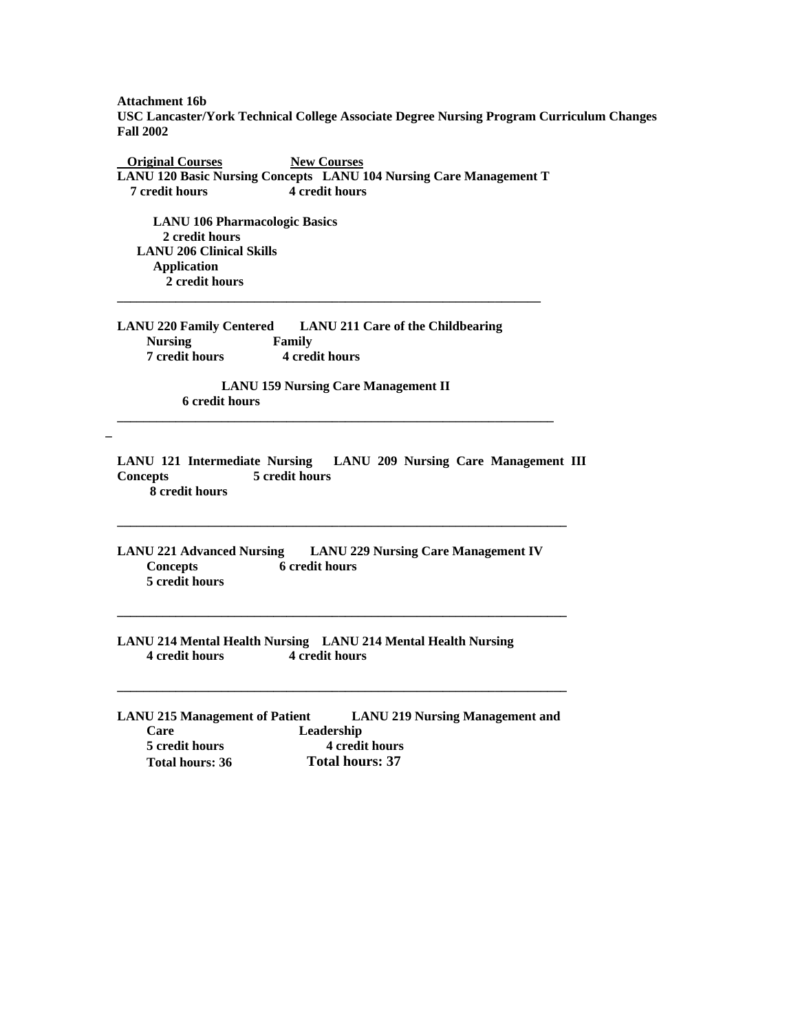**Attachment 16b**
**USC Lancaster/York Technical College Associate Degree Nursing Program Curriculum Changes Fall 2002**

| Original Courses | New Courses |
|---|---|
| **LANU 120 Basic Nursing Concepts**<br>**7 credit hours** | **LANU 104 Nursing Care Management T**<br>**4 credit hours** |
| | **LANU 106 Pharmacologic Basics**<br>**2 credit hours** |
| | **LANU 206 Clinical Skills Application**<br>**2 credit hours** |
| **LANU 220 Family Centered Nursing**<br>**7 credit hours** | **LANU 211 Care of the Childbearing Family**<br>**4 credit hours** |
| | **LANU 159 Nursing Care Management II**<br>**6 credit hours** |
| **LANU 121 Intermediate Nursing Concepts**<br>**8 credit hours** | **LANU 209 Nursing Care Management III**<br>**5 credit hours** |
| **LANU 221 Advanced Nursing Concepts**<br>**5 credit hours** | **LANU 229 Nursing Care Management IV**<br>**6 credit hours** |
| **LANU 214 Mental Health Nursing**<br>**4 credit hours** | **LANU 214 Mental Health Nursing**<br>**4 credit hours** |
| **LANU 215 Management of Patient Care**<br>**5 credit hours** | **LANU 219 Nursing Management and Leadership**<br>**4 credit hours** |
| **Total hours: 36** | **Total hours: 37** |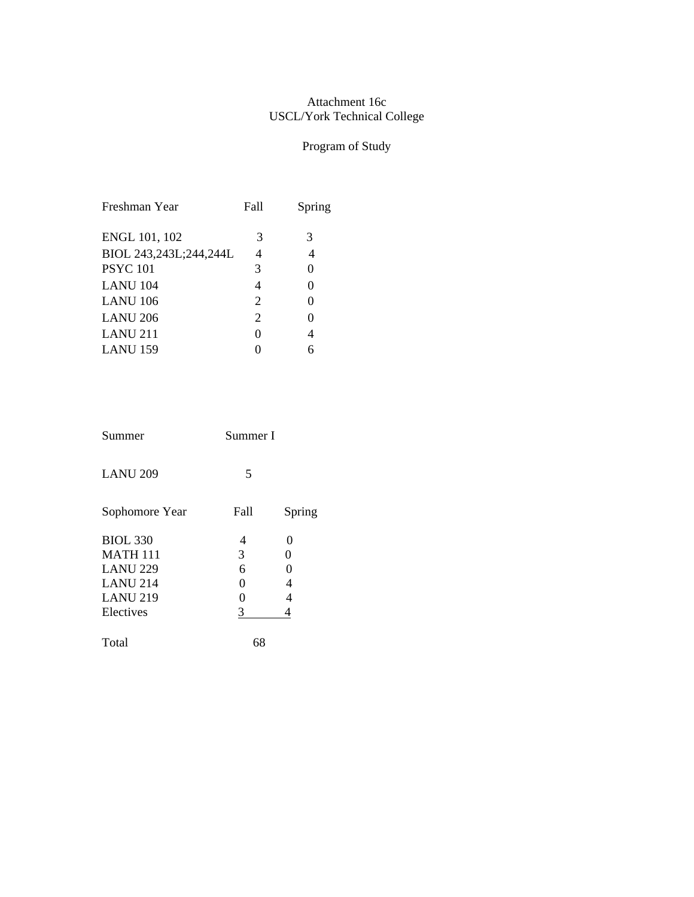Attachment 16c
USCL/York Technical College

Program of Study

| Freshman Year | Fall | Spring |
|---|---|---|
| ENGL 101, 102 | 3 | 3 |
| BIOL 243,243L;244,244L | 4 | 4 |
| PSYC 101 | 3 | 0 |
| LANU 104 | 4 | 0 |
| LANU 106 | 2 | 0 |
| LANU 206 | 2 | 0 |
| LANU 211 | 0 | 4 |
| LANU 159 | 0 | 6 |

| Summer | Summer I |
|---|---|
| LANU 209 | 5 |

| Sophomore Year | Fall | Spring |
|---|---|---|
| BIOL 330 | 4 | 0 |
| MATH 111 | 3 | 0 |
| LANU 229 | 6 | 0 |
| LANU 214 | 0 | 4 |
| LANU 219 | 0 | 4 |
| Electives | 3 | 4 |
| Total | 68 | |